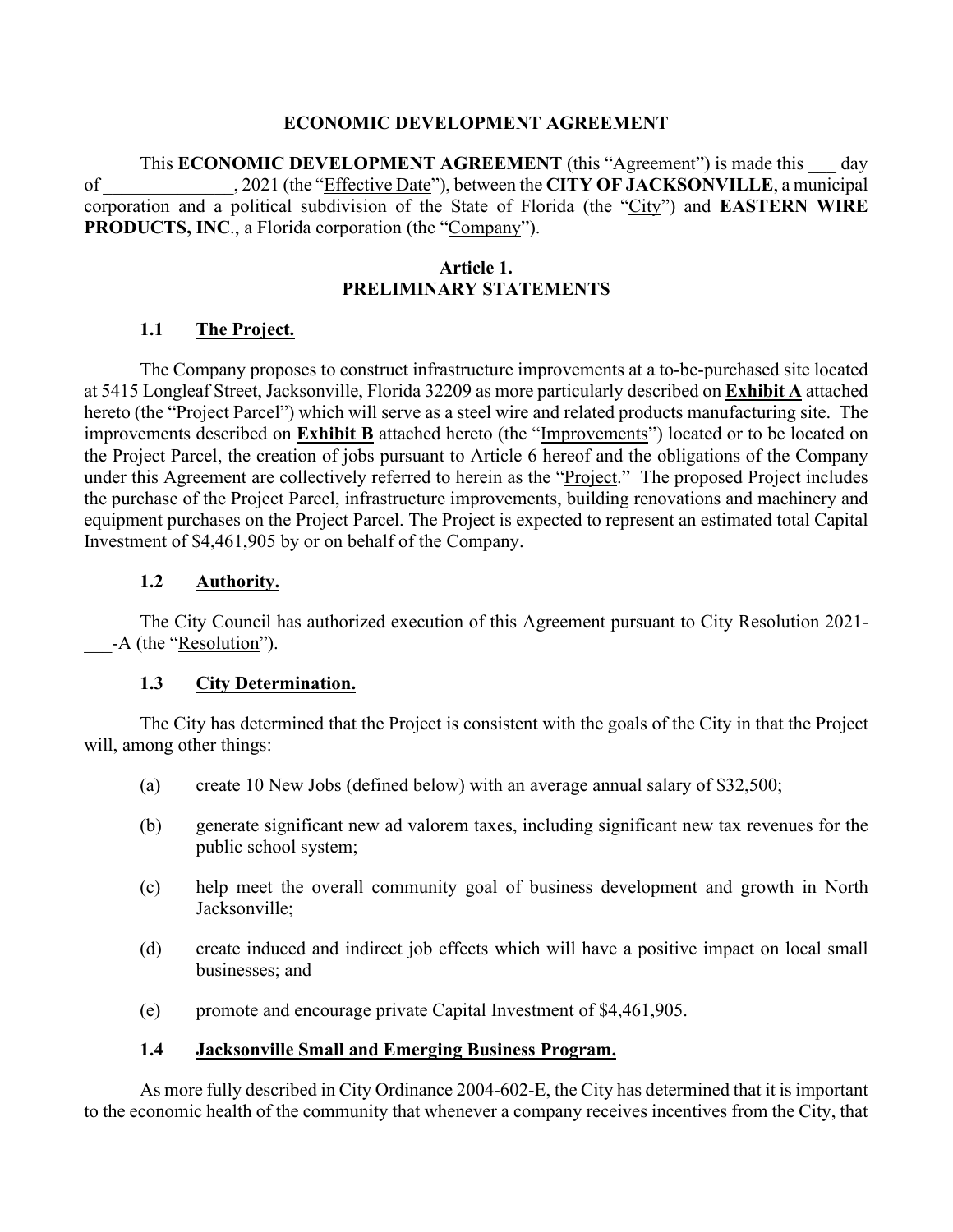# ECONOMIC DEVELOPMENT AGREEMENT

This **ECONOMIC DEVELOPMENT AGREEMENT** (this "Agreement") is made this ___ day of ______________, 2021 (the "Effective Date"), between the **CITY OF JACKSONVILLE**, a municipal corporation and a political subdivision of the State of Florida (the "City") and **EASTERN WIRE PRODUCTS, INC**., a Florida corporation (the "Company").

## Article 1. PRELIMINARY STATEMENTS

### 1.1 The Project.

The Company proposes to construct infrastructure improvements at a to-be-purchased site located at 5415 Longleaf Street, Jacksonville, Florida 32209 as more particularly described on **Exhibit A** attached hereto (the "Project Parcel") which will serve as a steel wire and related products manufacturing site. The improvements described on **Exhibit B** attached hereto (the "Improvements") located or to be located on the Project Parcel, the creation of jobs pursuant to Article 6 hereof and the obligations of the Company under this Agreement are collectively referred to herein as the "Project." The proposed Project includes the purchase of the Project Parcel, infrastructure improvements, building renovations and machinery and equipment purchases on the Project Parcel. The Project is expected to represent an estimated total Capital Investment of $4,461,905 by or on behalf of the Company.

### 1.2 Authority.

The City Council has authorized execution of this Agreement pursuant to City Resolution 2021-___-A (the "Resolution").

### 1.3 City Determination.

The City has determined that the Project is consistent with the goals of the City in that the Project will, among other things:

(a) create 10 New Jobs (defined below) with an average annual salary of $32,500;

(b) generate significant new ad valorem taxes, including significant new tax revenues for the public school system;

(c) help meet the overall community goal of business development and growth in North Jacksonville;

(d) create induced and indirect job effects which will have a positive impact on local small businesses; and

(e) promote and encourage private Capital Investment of $4,461,905.

### 1.4 Jacksonville Small and Emerging Business Program.

As more fully described in City Ordinance 2004-602-E, the City has determined that it is important to the economic health of the community that whenever a company receives incentives from the City, that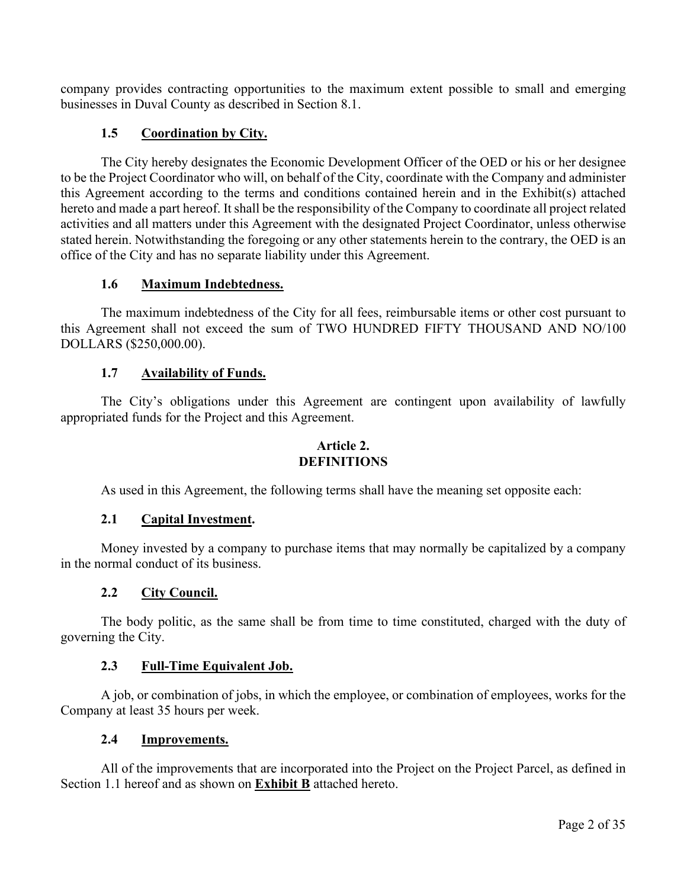company provides contracting opportunities to the maximum extent possible to small and emerging businesses in Duval County as described in Section 8.1.

### 1.5 Coordination by City.

The City hereby designates the Economic Development Officer of the OED or his or her designee to be the Project Coordinator who will, on behalf of the City, coordinate with the Company and administer this Agreement according to the terms and conditions contained herein and in the Exhibit(s) attached hereto and made a part hereof. It shall be the responsibility of the Company to coordinate all project related activities and all matters under this Agreement with the designated Project Coordinator, unless otherwise stated herein. Notwithstanding the foregoing or any other statements herein to the contrary, the OED is an office of the City and has no separate liability under this Agreement.

### 1.6 Maximum Indebtedness.

The maximum indebtedness of the City for all fees, reimbursable items or other cost pursuant to this Agreement shall not exceed the sum of TWO HUNDRED FIFTY THOUSAND AND NO/100 DOLLARS ($250,000.00).

### 1.7 Availability of Funds.

The City's obligations under this Agreement are contingent upon availability of lawfully appropriated funds for the Project and this Agreement.

## Article 2. DEFINITIONS

As used in this Agreement, the following terms shall have the meaning set opposite each:

### 2.1 Capital Investment.

Money invested by a company to purchase items that may normally be capitalized by a company in the normal conduct of its business.

### 2.2 City Council.

The body politic, as the same shall be from time to time constituted, charged with the duty of governing the City.

### 2.3 Full-Time Equivalent Job.

A job, or combination of jobs, in which the employee, or combination of employees, works for the Company at least 35 hours per week.

### 2.4 Improvements.

All of the improvements that are incorporated into the Project on the Project Parcel, as defined in Section 1.1 hereof and as shown on **Exhibit B** attached hereto.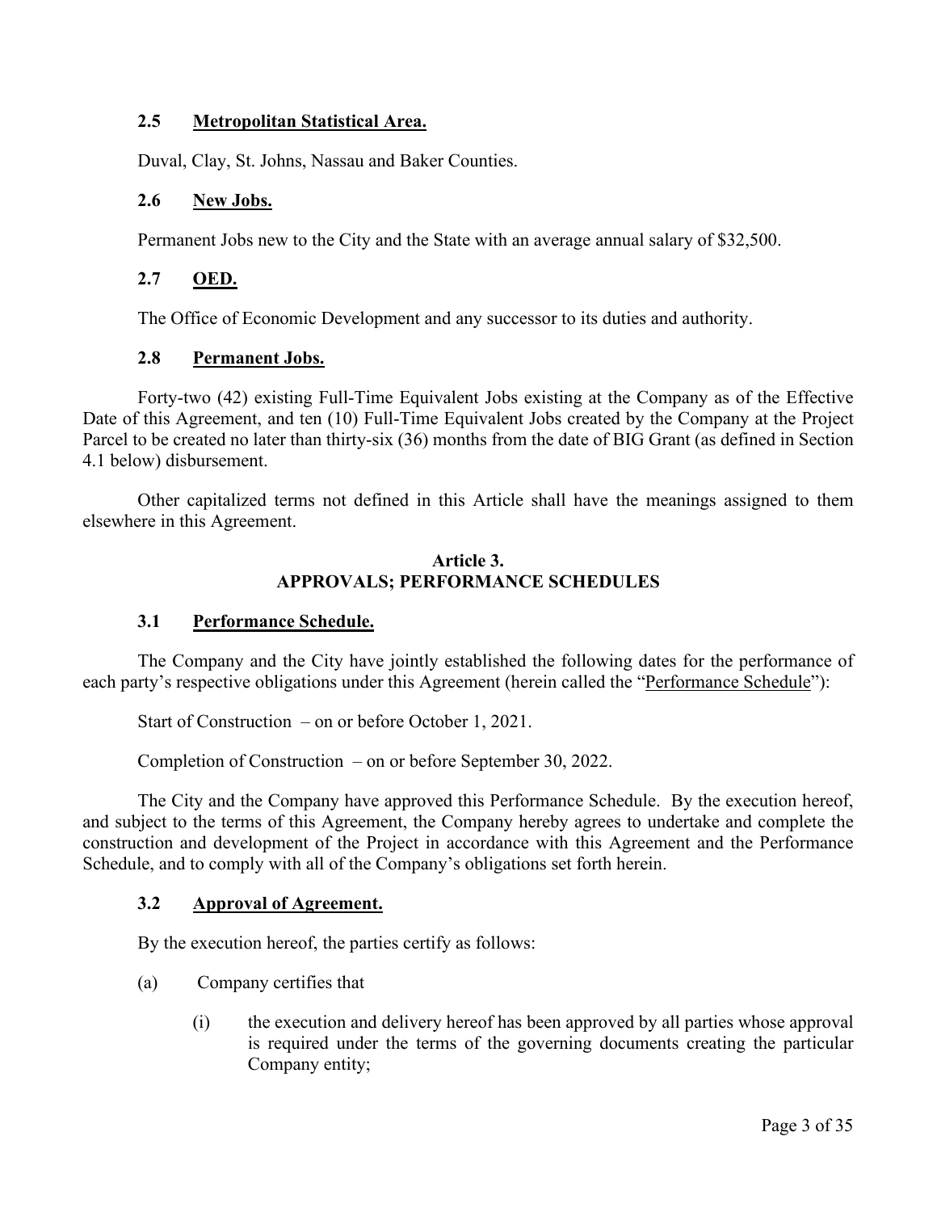### 2.5 Metropolitan Statistical Area.

Duval, Clay, St. Johns, Nassau and Baker Counties.

### 2.6 New Jobs.

Permanent Jobs new to the City and the State with an average annual salary of $32,500.

### 2.7 OED.

The Office of Economic Development and any successor to its duties and authority.

### 2.8 Permanent Jobs.

Forty-two (42) existing Full-Time Equivalent Jobs existing at the Company as of the Effective Date of this Agreement, and ten (10) Full-Time Equivalent Jobs created by the Company at the Project Parcel to be created no later than thirty-six (36) months from the date of BIG Grant (as defined in Section 4.1 below) disbursement.

Other capitalized terms not defined in this Article shall have the meanings assigned to them elsewhere in this Agreement.

## Article 3. APPROVALS; PERFORMANCE SCHEDULES

### 3.1 Performance Schedule.

The Company and the City have jointly established the following dates for the performance of each party's respective obligations under this Agreement (herein called the "Performance Schedule"):

Start of Construction – on or before October 1, 2021.

Completion of Construction – on or before September 30, 2022.

The City and the Company have approved this Performance Schedule. By the execution hereof, and subject to the terms of this Agreement, the Company hereby agrees to undertake and complete the construction and development of the Project in accordance with this Agreement and the Performance Schedule, and to comply with all of the Company's obligations set forth herein.

### 3.2 Approval of Agreement.

By the execution hereof, the parties certify as follows:

(a) Company certifies that

(i) the execution and delivery hereof has been approved by all parties whose approval is required under the terms of the governing documents creating the particular Company entity;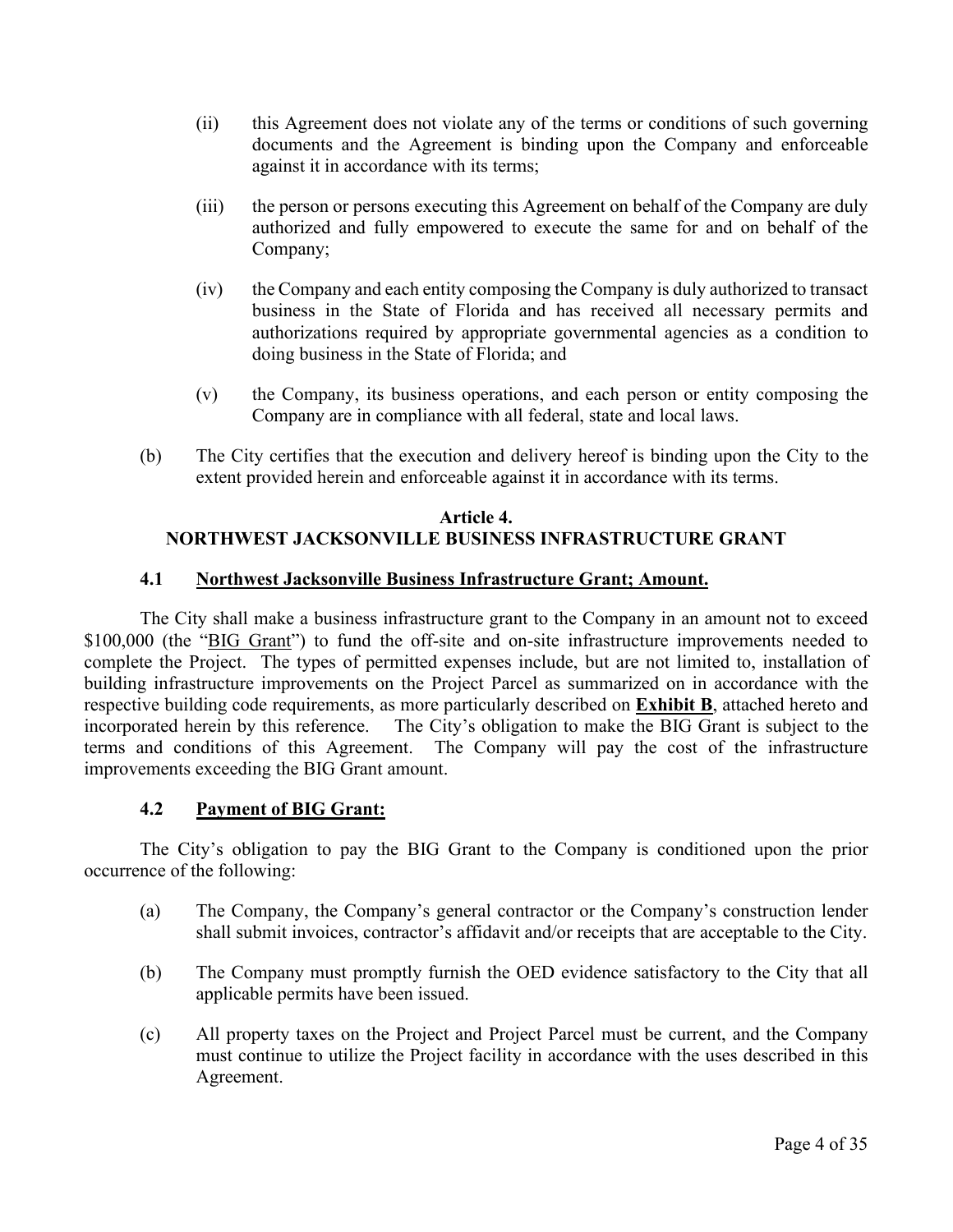(ii) this Agreement does not violate any of the terms or conditions of such governing documents and the Agreement is binding upon the Company and enforceable against it in accordance with its terms;

(iii) the person or persons executing this Agreement on behalf of the Company are duly authorized and fully empowered to execute the same for and on behalf of the Company;

(iv) the Company and each entity composing the Company is duly authorized to transact business in the State of Florida and has received all necessary permits and authorizations required by appropriate governmental agencies as a condition to doing business in the State of Florida; and

(v) the Company, its business operations, and each person or entity composing the Company are in compliance with all federal, state and local laws.

(b) The City certifies that the execution and delivery hereof is binding upon the City to the extent provided herein and enforceable against it in accordance with its terms.

## Article 4.
## NORTHWEST JACKSONVILLE BUSINESS INFRASTRUCTURE GRANT

### 4.1 Northwest Jacksonville Business Infrastructure Grant; Amount.

The City shall make a business infrastructure grant to the Company in an amount not to exceed $100,000 (the "BIG Grant") to fund the off-site and on-site infrastructure improvements needed to complete the Project. The types of permitted expenses include, but are not limited to, installation of building infrastructure improvements on the Project Parcel as summarized on in accordance with the respective building code requirements, as more particularly described on **Exhibit B**, attached hereto and incorporated herein by this reference. The City's obligation to make the BIG Grant is subject to the terms and conditions of this Agreement. The Company will pay the cost of the infrastructure improvements exceeding the BIG Grant amount.

### 4.2 Payment of BIG Grant:

The City's obligation to pay the BIG Grant to the Company is conditioned upon the prior occurrence of the following:

(a) The Company, the Company's general contractor or the Company's construction lender shall submit invoices, contractor's affidavit and/or receipts that are acceptable to the City.

(b) The Company must promptly furnish the OED evidence satisfactory to the City that all applicable permits have been issued.

(c) All property taxes on the Project and Project Parcel must be current, and the Company must continue to utilize the Project facility in accordance with the uses described in this Agreement.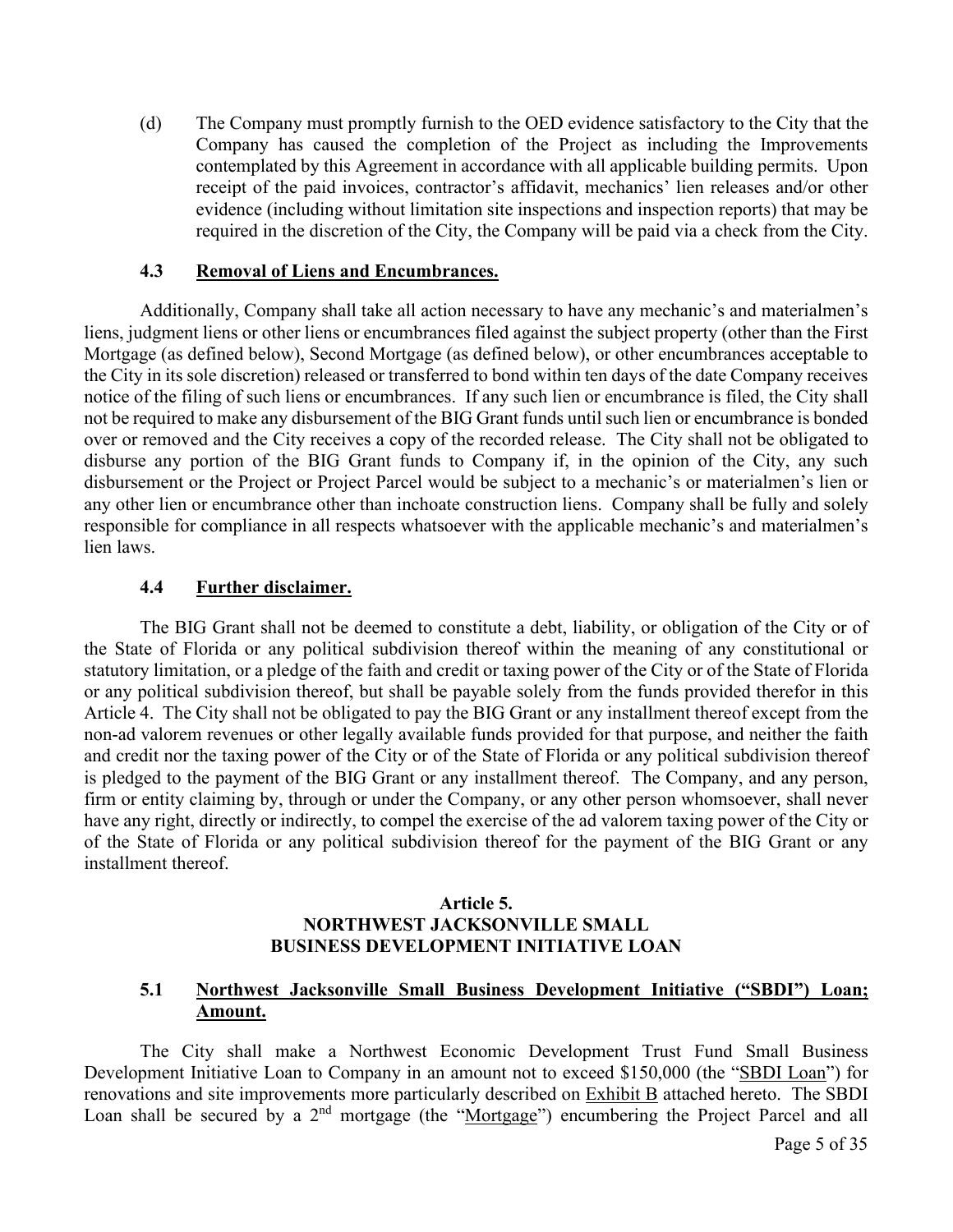(d) The Company must promptly furnish to the OED evidence satisfactory to the City that the Company has caused the completion of the Project as including the Improvements contemplated by this Agreement in accordance with all applicable building permits. Upon receipt of the paid invoices, contractor's affidavit, mechanics' lien releases and/or other evidence (including without limitation site inspections and inspection reports) that may be required in the discretion of the City, the Company will be paid via a check from the City.

### 4.3 <u>Removal of Liens and Encumbrances.</u>

Additionally, Company shall take all action necessary to have any mechanic's and materialmen's liens, judgment liens or other liens or encumbrances filed against the subject property (other than the First Mortgage (as defined below), Second Mortgage (as defined below), or other encumbrances acceptable to the City in its sole discretion) released or transferred to bond within ten days of the date Company receives notice of the filing of such liens or encumbrances. If any such lien or encumbrance is filed, the City shall not be required to make any disbursement of the BIG Grant funds until such lien or encumbrance is bonded over or removed and the City receives a copy of the recorded release. The City shall not be obligated to disburse any portion of the BIG Grant funds to Company if, in the opinion of the City, any such disbursement or the Project or Project Parcel would be subject to a mechanic's or materialmen's lien or any other lien or encumbrance other than inchoate construction liens. Company shall be fully and solely responsible for compliance in all respects whatsoever with the applicable mechanic's and materialmen's lien laws.

### 4.4 <u>Further disclaimer.</u>

The BIG Grant shall not be deemed to constitute a debt, liability, or obligation of the City or of the State of Florida or any political subdivision thereof within the meaning of any constitutional or statutory limitation, or a pledge of the faith and credit or taxing power of the City or of the State of Florida or any political subdivision thereof, but shall be payable solely from the funds provided therefor in this Article 4. The City shall not be obligated to pay the BIG Grant or any installment thereof except from the non-ad valorem revenues or other legally available funds provided for that purpose, and neither the faith and credit nor the taxing power of the City or of the State of Florida or any political subdivision thereof is pledged to the payment of the BIG Grant or any installment thereof. The Company, and any person, firm or entity claiming by, through or under the Company, or any other person whomsoever, shall never have any right, directly or indirectly, to compel the exercise of the ad valorem taxing power of the City or of the State of Florida or any political subdivision thereof for the payment of the BIG Grant or any installment thereof.

## Article 5.
## NORTHWEST JACKSONVILLE SMALL BUSINESS DEVELOPMENT INITIATIVE LOAN

### 5.1 <u>Northwest Jacksonville Small Business Development Initiative ("SBDI") Loan; Amount.</u>

The City shall make a Northwest Economic Development Trust Fund Small Business Development Initiative Loan to Company in an amount not to exceed $150,000 (the "<u>SBDI Loan</u>") for renovations and site improvements more particularly described on <u>Exhibit B</u> attached hereto. The SBDI Loan shall be secured by a 2nd mortgage (the "<u>Mortgage</u>") encumbering the Project Parcel and all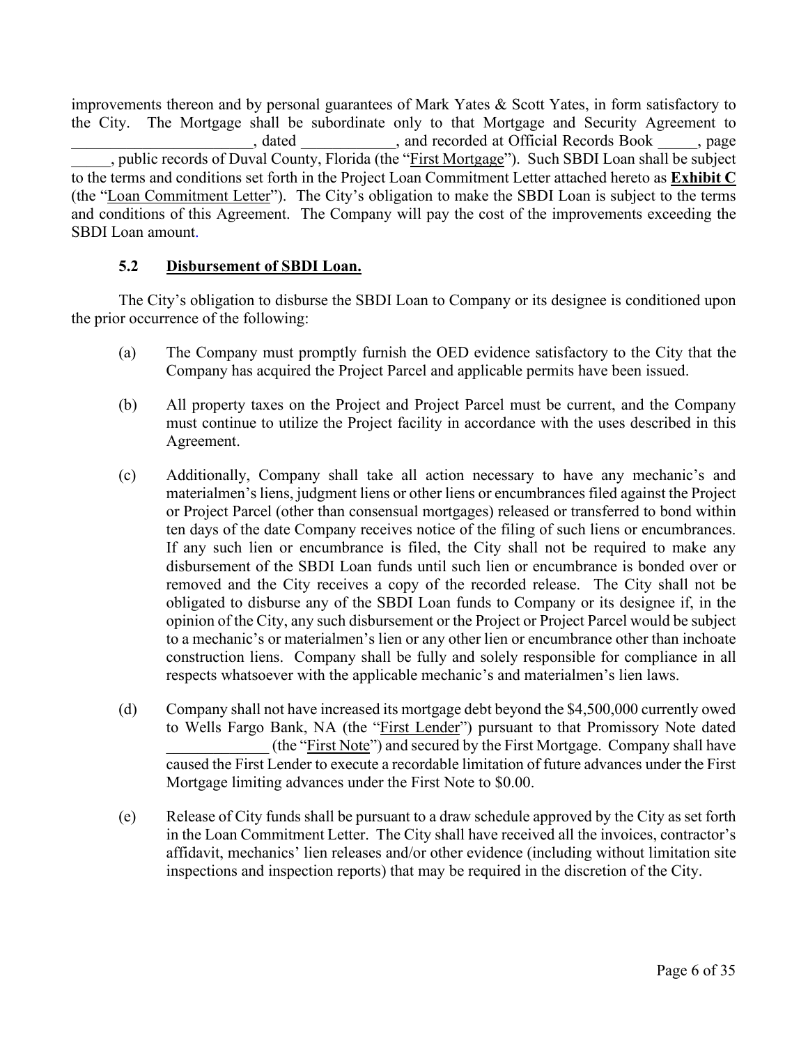improvements thereon and by personal guarantees of Mark Yates & Scott Yates, in form satisfactory to the City. The Mortgage shall be subordinate only to that Mortgage and Security Agreement to \_\_\_\_\_\_\_\_\_\_\_\_\_\_\_\_\_\_\_\_\_\_\_, dated \_\_\_\_\_\_\_\_\_\_\_\_, and recorded at Official Records Book \_\_\_\_\_, page \_\_\_\_\_, public records of Duval County, Florida (the "First Mortgage"). Such SBDI Loan shall be subject to the terms and conditions set forth in the Project Loan Commitment Letter attached hereto as **Exhibit C** (the "Loan Commitment Letter"). The City's obligation to make the SBDI Loan is subject to the terms and conditions of this Agreement. The Company will pay the cost of the improvements exceeding the SBDI Loan amount.

### 5.2 Disbursement of SBDI Loan.

The City's obligation to disburse the SBDI Loan to Company or its designee is conditioned upon the prior occurrence of the following:

(a) The Company must promptly furnish the OED evidence satisfactory to the City that the Company has acquired the Project Parcel and applicable permits have been issued.

(b) All property taxes on the Project and Project Parcel must be current, and the Company must continue to utilize the Project facility in accordance with the uses described in this Agreement.

(c) Additionally, Company shall take all action necessary to have any mechanic's and materialmen's liens, judgment liens or other liens or encumbrances filed against the Project or Project Parcel (other than consensual mortgages) released or transferred to bond within ten days of the date Company receives notice of the filing of such liens or encumbrances. If any such lien or encumbrance is filed, the City shall not be required to make any disbursement of the SBDI Loan funds until such lien or encumbrance is bonded over or removed and the City receives a copy of the recorded release. The City shall not be obligated to disburse any of the SBDI Loan funds to Company or its designee if, in the opinion of the City, any such disbursement or the Project or Project Parcel would be subject to a mechanic's or materialmen's lien or any other lien or encumbrance other than inchoate construction liens. Company shall be fully and solely responsible for compliance in all respects whatsoever with the applicable mechanic's and materialmen's lien laws.

(d) Company shall not have increased its mortgage debt beyond the $4,500,000 currently owed to Wells Fargo Bank, NA (the "First Lender") pursuant to that Promissory Note dated \_\_\_\_\_\_\_\_\_\_\_\_\_ (the "First Note") and secured by the First Mortgage. Company shall have caused the First Lender to execute a recordable limitation of future advances under the First Mortgage limiting advances under the First Note to $0.00.

(e) Release of City funds shall be pursuant to a draw schedule approved by the City as set forth in the Loan Commitment Letter. The City shall have received all the invoices, contractor's affidavit, mechanics' lien releases and/or other evidence (including without limitation site inspections and inspection reports) that may be required in the discretion of the City.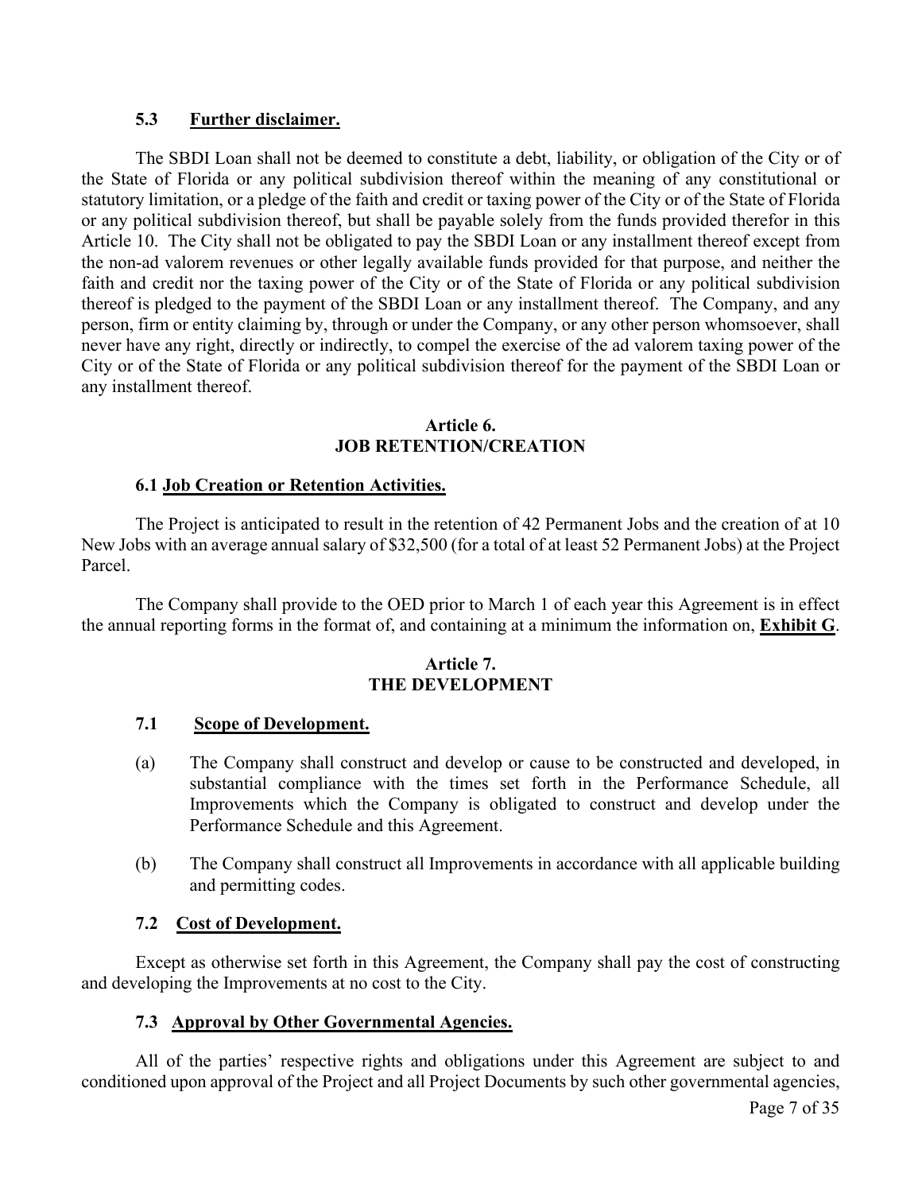### 5.3 **Further disclaimer.**

The SBDI Loan shall not be deemed to constitute a debt, liability, or obligation of the City or of the State of Florida or any political subdivision thereof within the meaning of any constitutional or statutory limitation, or a pledge of the faith and credit or taxing power of the City or of the State of Florida or any political subdivision thereof, but shall be payable solely from the funds provided therefor in this Article 10. The City shall not be obligated to pay the SBDI Loan or any installment thereof except from the non-ad valorem revenues or other legally available funds provided for that purpose, and neither the faith and credit nor the taxing power of the City or of the State of Florida or any political subdivision thereof is pledged to the payment of the SBDI Loan or any installment thereof. The Company, and any person, firm or entity claiming by, through or under the Company, or any other person whomsoever, shall never have any right, directly or indirectly, to compel the exercise of the ad valorem taxing power of the City or of the State of Florida or any political subdivision thereof for the payment of the SBDI Loan or any installment thereof.

## Article 6.
## JOB RETENTION/CREATION

### 6.1 **Job Creation or Retention Activities.**

The Project is anticipated to result in the retention of 42 Permanent Jobs and the creation of at 10 New Jobs with an average annual salary of $32,500 (for a total of at least 52 Permanent Jobs) at the Project Parcel.

The Company shall provide to the OED prior to March 1 of each year this Agreement is in effect the annual reporting forms in the format of, and containing at a minimum the information on, **Exhibit G**.

## Article 7.
## THE DEVELOPMENT

### 7.1 **Scope of Development.**

(a) The Company shall construct and develop or cause to be constructed and developed, in substantial compliance with the times set forth in the Performance Schedule, all Improvements which the Company is obligated to construct and develop under the Performance Schedule and this Agreement.

(b) The Company shall construct all Improvements in accordance with all applicable building and permitting codes.

### 7.2 **Cost of Development.**

Except as otherwise set forth in this Agreement, the Company shall pay the cost of constructing and developing the Improvements at no cost to the City.

### 7.3 **Approval by Other Governmental Agencies.**

All of the parties' respective rights and obligations under this Agreement are subject to and conditioned upon approval of the Project and all Project Documents by such other governmental agencies,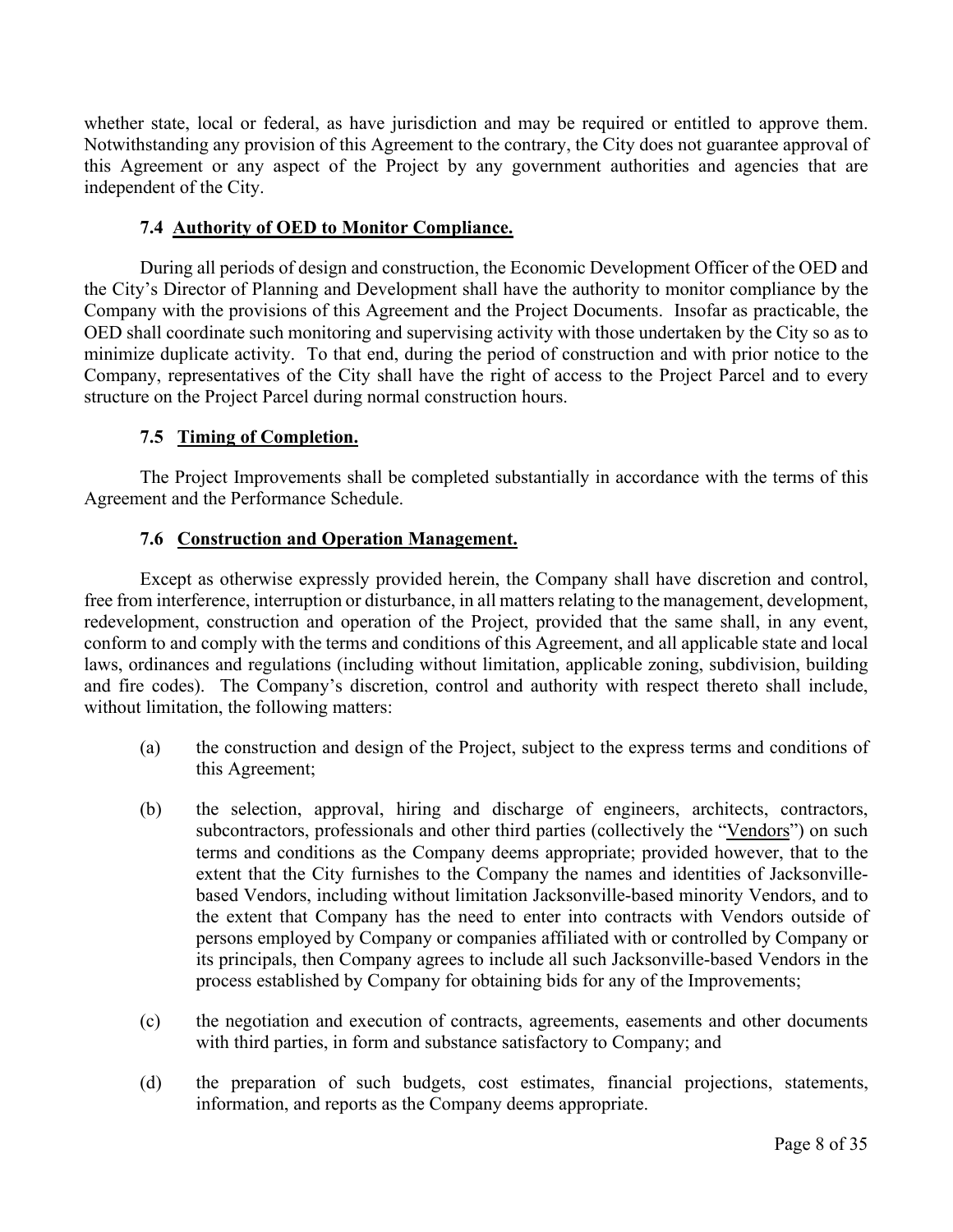whether state, local or federal, as have jurisdiction and may be required or entitled to approve them. Notwithstanding any provision of this Agreement to the contrary, the City does not guarantee approval of this Agreement or any aspect of the Project by any government authorities and agencies that are independent of the City.

### 7.4 Authority of OED to Monitor Compliance.

During all periods of design and construction, the Economic Development Officer of the OED and the City's Director of Planning and Development shall have the authority to monitor compliance by the Company with the provisions of this Agreement and the Project Documents. Insofar as practicable, the OED shall coordinate such monitoring and supervising activity with those undertaken by the City so as to minimize duplicate activity. To that end, during the period of construction and with prior notice to the Company, representatives of the City shall have the right of access to the Project Parcel and to every structure on the Project Parcel during normal construction hours.

### 7.5 Timing of Completion.

The Project Improvements shall be completed substantially in accordance with the terms of this Agreement and the Performance Schedule.

### 7.6 Construction and Operation Management.

Except as otherwise expressly provided herein, the Company shall have discretion and control, free from interference, interruption or disturbance, in all matters relating to the management, development, redevelopment, construction and operation of the Project, provided that the same shall, in any event, conform to and comply with the terms and conditions of this Agreement, and all applicable state and local laws, ordinances and regulations (including without limitation, applicable zoning, subdivision, building and fire codes). The Company's discretion, control and authority with respect thereto shall include, without limitation, the following matters:

(a) the construction and design of the Project, subject to the express terms and conditions of this Agreement;

(b) the selection, approval, hiring and discharge of engineers, architects, contractors, subcontractors, professionals and other third parties (collectively the "Vendors") on such terms and conditions as the Company deems appropriate; provided however, that to the extent that the City furnishes to the Company the names and identities of Jacksonville-based Vendors, including without limitation Jacksonville-based minority Vendors, and to the extent that Company has the need to enter into contracts with Vendors outside of persons employed by Company or companies affiliated with or controlled by Company or its principals, then Company agrees to include all such Jacksonville-based Vendors in the process established by Company for obtaining bids for any of the Improvements;

(c) the negotiation and execution of contracts, agreements, easements and other documents with third parties, in form and substance satisfactory to Company; and

(d) the preparation of such budgets, cost estimates, financial projections, statements, information, and reports as the Company deems appropriate.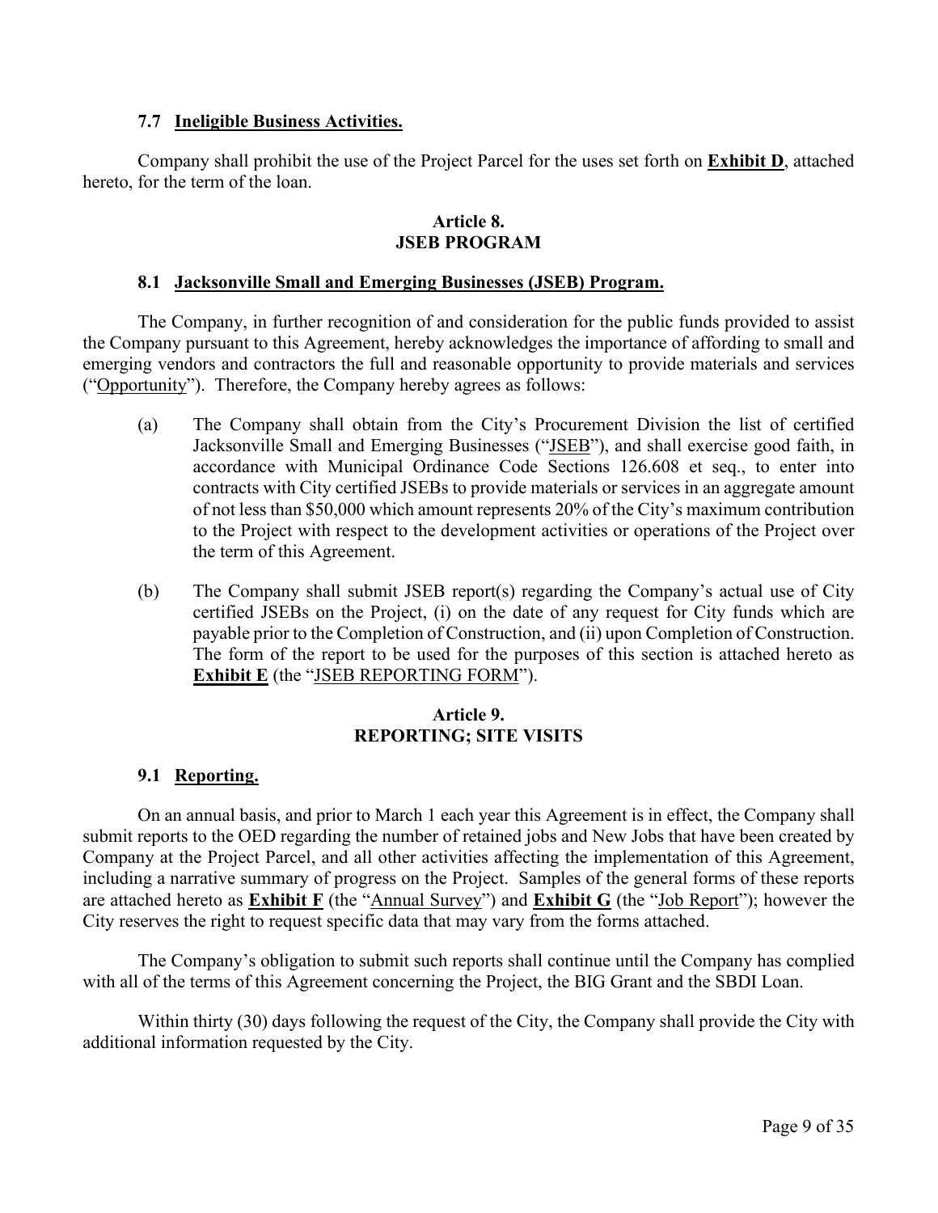### 7.7 Ineligible Business Activities.

Company shall prohibit the use of the Project Parcel for the uses set forth on **Exhibit D**, attached hereto, for the term of the loan.

## Article 8.
## JSEB PROGRAM

### 8.1 Jacksonville Small and Emerging Businesses (JSEB) Program.

The Company, in further recognition of and consideration for the public funds provided to assist the Company pursuant to this Agreement, hereby acknowledges the importance of affording to small and emerging vendors and contractors the full and reasonable opportunity to provide materials and services ("Opportunity"). Therefore, the Company hereby agrees as follows:

(a) The Company shall obtain from the City's Procurement Division the list of certified Jacksonville Small and Emerging Businesses ("JSEB"), and shall exercise good faith, in accordance with Municipal Ordinance Code Sections 126.608 et seq., to enter into contracts with City certified JSEBs to provide materials or services in an aggregate amount of not less than $50,000 which amount represents 20% of the City's maximum contribution to the Project with respect to the development activities or operations of the Project over the term of this Agreement.

(b) The Company shall submit JSEB report(s) regarding the Company's actual use of City certified JSEBs on the Project, (i) on the date of any request for City funds which are payable prior to the Completion of Construction, and (ii) upon Completion of Construction. The form of the report to be used for the purposes of this section is attached hereto as **Exhibit E** (the "JSEB REPORTING FORM").

## Article 9.
## REPORTING; SITE VISITS

### 9.1 Reporting.

On an annual basis, and prior to March 1 each year this Agreement is in effect, the Company shall submit reports to the OED regarding the number of retained jobs and New Jobs that have been created by Company at the Project Parcel, and all other activities affecting the implementation of this Agreement, including a narrative summary of progress on the Project. Samples of the general forms of these reports are attached hereto as **Exhibit F** (the "Annual Survey") and **Exhibit G** (the "Job Report"); however the City reserves the right to request specific data that may vary from the forms attached.

The Company's obligation to submit such reports shall continue until the Company has complied with all of the terms of this Agreement concerning the Project, the BIG Grant and the SBDI Loan.

Within thirty (30) days following the request of the City, the Company shall provide the City with additional information requested by the City.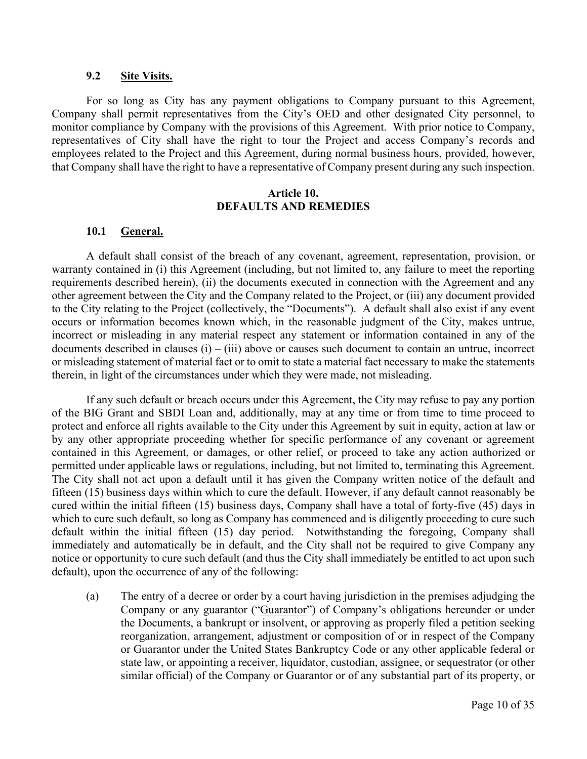### 9.2 Site Visits.

For so long as City has any payment obligations to Company pursuant to this Agreement, Company shall permit representatives from the City's OED and other designated City personnel, to monitor compliance by Company with the provisions of this Agreement. With prior notice to Company, representatives of City shall have the right to tour the Project and access Company's records and employees related to the Project and this Agreement, during normal business hours, provided, however, that Company shall have the right to have a representative of Company present during any such inspection.

## Article 10.
## DEFAULTS AND REMEDIES

### 10.1 General.

A default shall consist of the breach of any covenant, agreement, representation, provision, or warranty contained in (i) this Agreement (including, but not limited to, any failure to meet the reporting requirements described herein), (ii) the documents executed in connection with the Agreement and any other agreement between the City and the Company related to the Project, or (iii) any document provided to the City relating to the Project (collectively, the "Documents"). A default shall also exist if any event occurs or information becomes known which, in the reasonable judgment of the City, makes untrue, incorrect or misleading in any material respect any statement or information contained in any of the documents described in clauses (i) – (iii) above or causes such document to contain an untrue, incorrect or misleading statement of material fact or to omit to state a material fact necessary to make the statements therein, in light of the circumstances under which they were made, not misleading.

If any such default or breach occurs under this Agreement, the City may refuse to pay any portion of the BIG Grant and SBDI Loan and, additionally, may at any time or from time to time proceed to protect and enforce all rights available to the City under this Agreement by suit in equity, action at law or by any other appropriate proceeding whether for specific performance of any covenant or agreement contained in this Agreement, or damages, or other relief, or proceed to take any action authorized or permitted under applicable laws or regulations, including, but not limited to, terminating this Agreement. The City shall not act upon a default until it has given the Company written notice of the default and fifteen (15) business days within which to cure the default. However, if any default cannot reasonably be cured within the initial fifteen (15) business days, Company shall have a total of forty-five (45) days in which to cure such default, so long as Company has commenced and is diligently proceeding to cure such default within the initial fifteen (15) day period. Notwithstanding the foregoing, Company shall immediately and automatically be in default, and the City shall not be required to give Company any notice or opportunity to cure such default (and thus the City shall immediately be entitled to act upon such default), upon the occurrence of any of the following:

(a) The entry of a decree or order by a court having jurisdiction in the premises adjudging the Company or any guarantor ("Guarantor") of Company's obligations hereunder or under the Documents, a bankrupt or insolvent, or approving as properly filed a petition seeking reorganization, arrangement, adjustment or composition of or in respect of the Company or Guarantor under the United States Bankruptcy Code or any other applicable federal or state law, or appointing a receiver, liquidator, custodian, assignee, or sequestrator (or other similar official) of the Company or Guarantor or of any substantial part of its property, or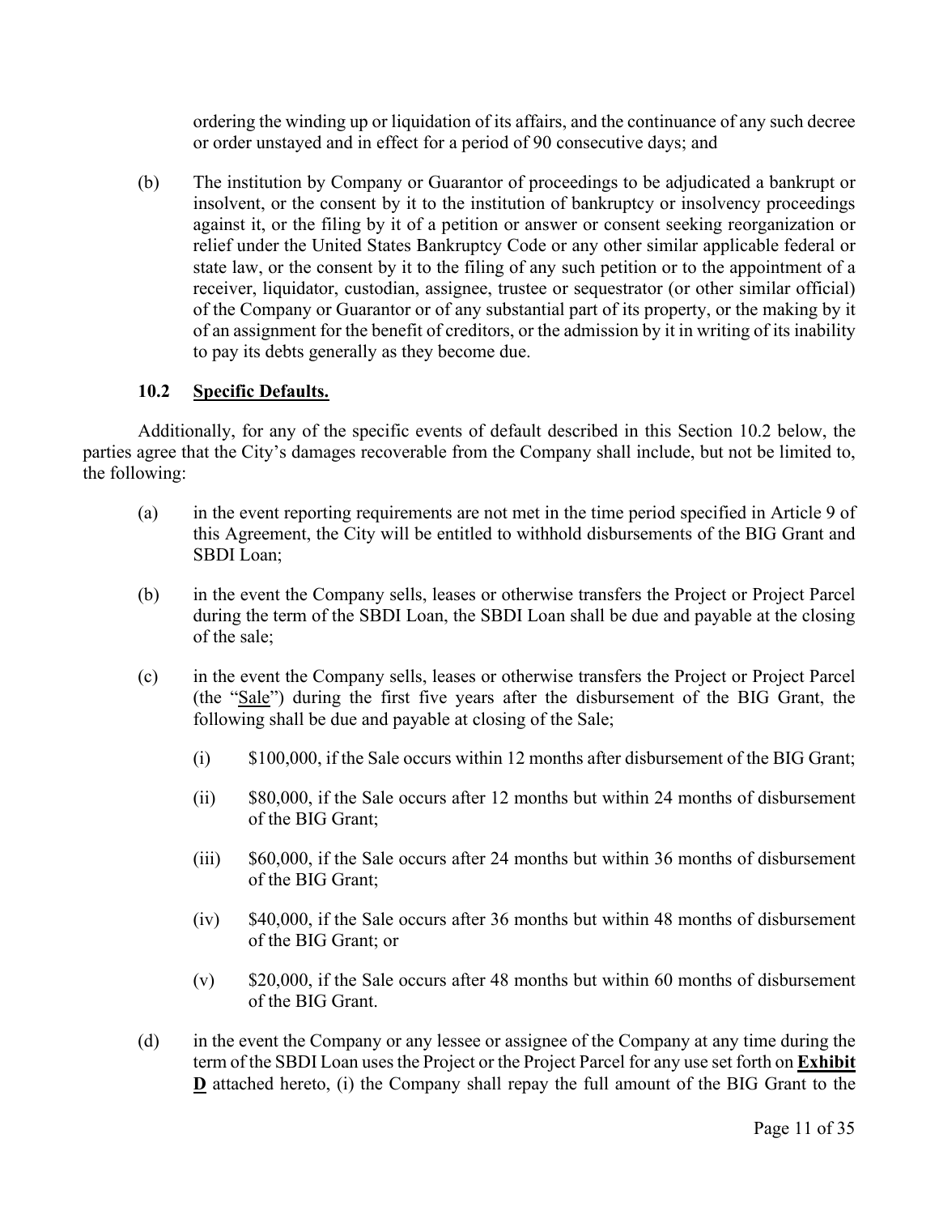ordering the winding up or liquidation of its affairs, and the continuance of any such decree or order unstayed and in effect for a period of 90 consecutive days; and

(b) The institution by Company or Guarantor of proceedings to be adjudicated a bankrupt or insolvent, or the consent by it to the institution of bankruptcy or insolvency proceedings against it, or the filing by it of a petition or answer or consent seeking reorganization or relief under the United States Bankruptcy Code or any other similar applicable federal or state law, or the consent by it to the filing of any such petition or to the appointment of a receiver, liquidator, custodian, assignee, trustee or sequestrator (or other similar official) of the Company or Guarantor or of any substantial part of its property, or the making by it of an assignment for the benefit of creditors, or the admission by it in writing of its inability to pay its debts generally as they become due.

### 10.2 Specific Defaults.

Additionally, for any of the specific events of default described in this Section 10.2 below, the parties agree that the City's damages recoverable from the Company shall include, but not be limited to, the following:

(a) in the event reporting requirements are not met in the time period specified in Article 9 of this Agreement, the City will be entitled to withhold disbursements of the BIG Grant and SBDI Loan;

(b) in the event the Company sells, leases or otherwise transfers the Project or Project Parcel during the term of the SBDI Loan, the SBDI Loan shall be due and payable at the closing of the sale;

(c) in the event the Company sells, leases or otherwise transfers the Project or Project Parcel (the "Sale") during the first five years after the disbursement of the BIG Grant, the following shall be due and payable at closing of the Sale;

(i) $100,000, if the Sale occurs within 12 months after disbursement of the BIG Grant;

(ii) $80,000, if the Sale occurs after 12 months but within 24 months of disbursement of the BIG Grant;

(iii) $60,000, if the Sale occurs after 24 months but within 36 months of disbursement of the BIG Grant;

(iv) $40,000, if the Sale occurs after 36 months but within 48 months of disbursement of the BIG Grant; or

(v) $20,000, if the Sale occurs after 48 months but within 60 months of disbursement of the BIG Grant.

(d) in the event the Company or any lessee or assignee of the Company at any time during the term of the SBDI Loan uses the Project or the Project Parcel for any use set forth on **Exhibit D** attached hereto, (i) the Company shall repay the full amount of the BIG Grant to the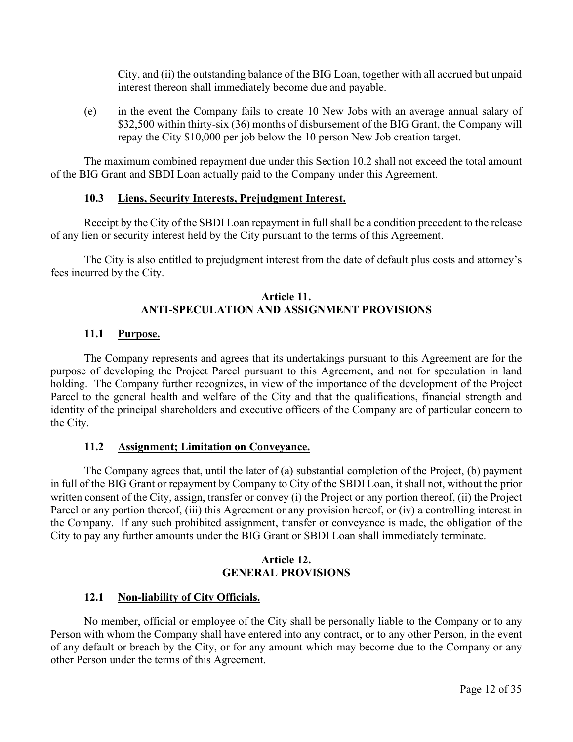City, and (ii) the outstanding balance of the BIG Loan, together with all accrued but unpaid interest thereon shall immediately become due and payable.

(e) in the event the Company fails to create 10 New Jobs with an average annual salary of $32,500 within thirty-six (36) months of disbursement of the BIG Grant, the Company will repay the City $10,000 per job below the 10 person New Job creation target.

The maximum combined repayment due under this Section 10.2 shall not exceed the total amount of the BIG Grant and SBDI Loan actually paid to the Company under this Agreement.

**10.3 Liens, Security Interests, Prejudgment Interest.**

Receipt by the City of the SBDI Loan repayment in full shall be a condition precedent to the release of any lien or security interest held by the City pursuant to the terms of this Agreement.

The City is also entitled to prejudgment interest from the date of default plus costs and attorney's fees incurred by the City.

## Article 11.
## ANTI-SPECULATION AND ASSIGNMENT PROVISIONS

**11.1 Purpose.**

The Company represents and agrees that its undertakings pursuant to this Agreement are for the purpose of developing the Project Parcel pursuant to this Agreement, and not for speculation in land holding. The Company further recognizes, in view of the importance of the development of the Project Parcel to the general health and welfare of the City and that the qualifications, financial strength and identity of the principal shareholders and executive officers of the Company are of particular concern to the City.

**11.2 Assignment; Limitation on Conveyance.**

The Company agrees that, until the later of (a) substantial completion of the Project, (b) payment in full of the BIG Grant or repayment by Company to City of the SBDI Loan, it shall not, without the prior written consent of the City, assign, transfer or convey (i) the Project or any portion thereof, (ii) the Project Parcel or any portion thereof, (iii) this Agreement or any provision hereof, or (iv) a controlling interest in the Company. If any such prohibited assignment, transfer or conveyance is made, the obligation of the City to pay any further amounts under the BIG Grant or SBDI Loan shall immediately terminate.

## Article 12.
## GENERAL PROVISIONS

**12.1 Non-liability of City Officials.**

No member, official or employee of the City shall be personally liable to the Company or to any Person with whom the Company shall have entered into any contract, or to any other Person, in the event of any default or breach by the City, or for any amount which may become due to the Company or any other Person under the terms of this Agreement.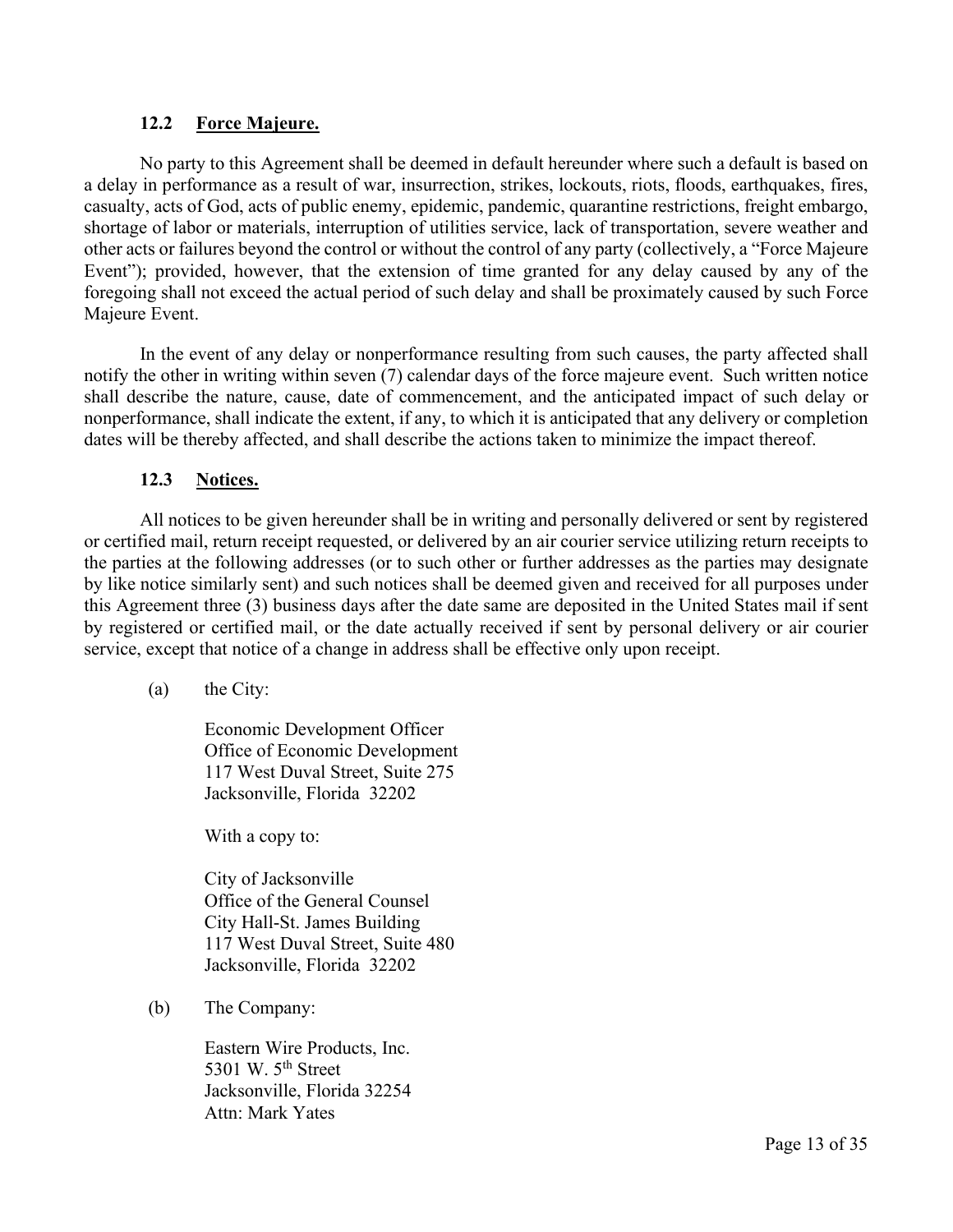### 12.2 **Force Majeure.**

No party to this Agreement shall be deemed in default hereunder where such a default is based on a delay in performance as a result of war, insurrection, strikes, lockouts, riots, floods, earthquakes, fires, casualty, acts of God, acts of public enemy, epidemic, pandemic, quarantine restrictions, freight embargo, shortage of labor or materials, interruption of utilities service, lack of transportation, severe weather and other acts or failures beyond the control or without the control of any party (collectively, a "Force Majeure Event"); provided, however, that the extension of time granted for any delay caused by any of the foregoing shall not exceed the actual period of such delay and shall be proximately caused by such Force Majeure Event.

In the event of any delay or nonperformance resulting from such causes, the party affected shall notify the other in writing within seven (7) calendar days of the force majeure event. Such written notice shall describe the nature, cause, date of commencement, and the anticipated impact of such delay or nonperformance, shall indicate the extent, if any, to which it is anticipated that any delivery or completion dates will be thereby affected, and shall describe the actions taken to minimize the impact thereof.

### 12.3 **Notices.**

All notices to be given hereunder shall be in writing and personally delivered or sent by registered or certified mail, return receipt requested, or delivered by an air courier service utilizing return receipts to the parties at the following addresses (or to such other or further addresses as the parties may designate by like notice similarly sent) and such notices shall be deemed given and received for all purposes under this Agreement three (3) business days after the date same are deposited in the United States mail if sent by registered or certified mail, or the date actually received if sent by personal delivery or air courier service, except that notice of a change in address shall be effective only upon receipt.

(a) the City:

Economic Development Officer
Office of Economic Development
117 West Duval Street, Suite 275
Jacksonville, Florida 32202

With a copy to:

City of Jacksonville
Office of the General Counsel
City Hall-St. James Building
117 West Duval Street, Suite 480
Jacksonville, Florida 32202

(b) The Company:

Eastern Wire Products, Inc.
5301 W. 5th Street
Jacksonville, Florida 32254
Attn: Mark Yates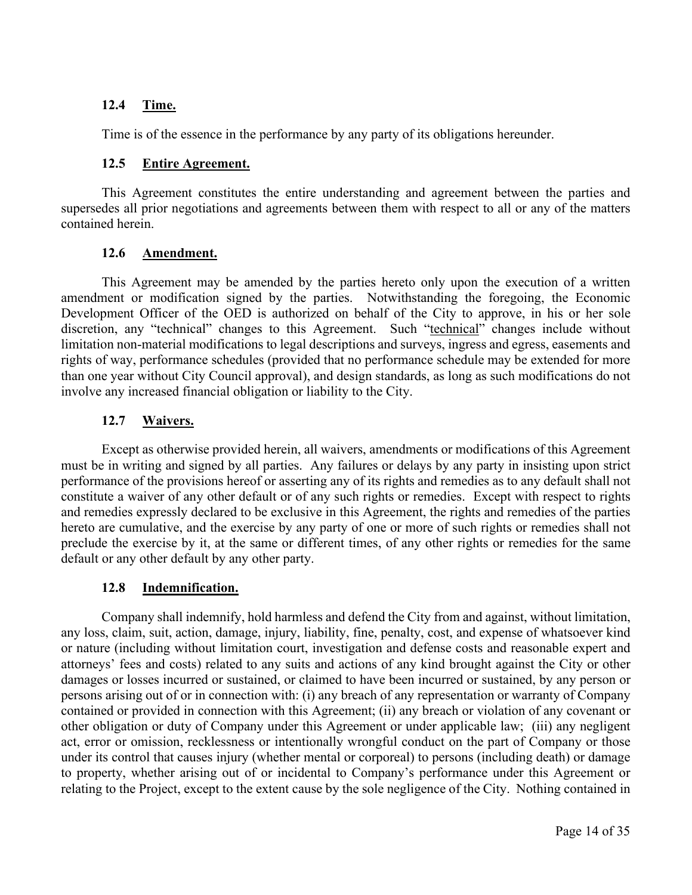### 12.4 Time.

Time is of the essence in the performance by any party of its obligations hereunder.

### 12.5 Entire Agreement.

This Agreement constitutes the entire understanding and agreement between the parties and supersedes all prior negotiations and agreements between them with respect to all or any of the matters contained herein.

### 12.6 Amendment.

This Agreement may be amended by the parties hereto only upon the execution of a written amendment or modification signed by the parties. Notwithstanding the foregoing, the Economic Development Officer of the OED is authorized on behalf of the City to approve, in his or her sole discretion, any "technical" changes to this Agreement. Such "technical" changes include without limitation non-material modifications to legal descriptions and surveys, ingress and egress, easements and rights of way, performance schedules (provided that no performance schedule may be extended for more than one year without City Council approval), and design standards, as long as such modifications do not involve any increased financial obligation or liability to the City.

### 12.7 Waivers.

Except as otherwise provided herein, all waivers, amendments or modifications of this Agreement must be in writing and signed by all parties. Any failures or delays by any party in insisting upon strict performance of the provisions hereof or asserting any of its rights and remedies as to any default shall not constitute a waiver of any other default or of any such rights or remedies. Except with respect to rights and remedies expressly declared to be exclusive in this Agreement, the rights and remedies of the parties hereto are cumulative, and the exercise by any party of one or more of such rights or remedies shall not preclude the exercise by it, at the same or different times, of any other rights or remedies for the same default or any other default by any other party.

### 12.8 Indemnification.

Company shall indemnify, hold harmless and defend the City from and against, without limitation, any loss, claim, suit, action, damage, injury, liability, fine, penalty, cost, and expense of whatsoever kind or nature (including without limitation court, investigation and defense costs and reasonable expert and attorneys' fees and costs) related to any suits and actions of any kind brought against the City or other damages or losses incurred or sustained, or claimed to have been incurred or sustained, by any person or persons arising out of or in connection with: (i) any breach of any representation or warranty of Company contained or provided in connection with this Agreement; (ii) any breach or violation of any covenant or other obligation or duty of Company under this Agreement or under applicable law; (iii) any negligent act, error or omission, recklessness or intentionally wrongful conduct on the part of Company or those under its control that causes injury (whether mental or corporeal) to persons (including death) or damage to property, whether arising out of or incidental to Company's performance under this Agreement or relating to the Project, except to the extent cause by the sole negligence of the City. Nothing contained in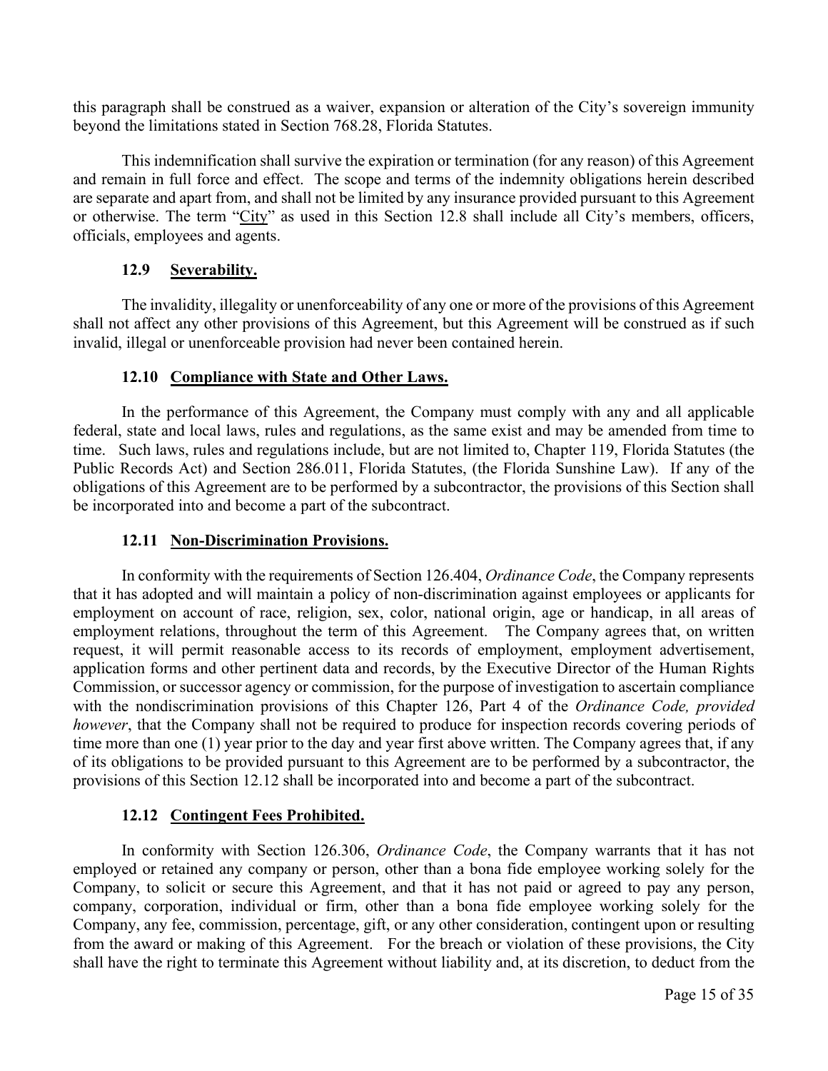this paragraph shall be construed as a waiver, expansion or alteration of the City's sovereign immunity beyond the limitations stated in Section 768.28, Florida Statutes.

This indemnification shall survive the expiration or termination (for any reason) of this Agreement and remain in full force and effect. The scope and terms of the indemnity obligations herein described are separate and apart from, and shall not be limited by any insurance provided pursuant to this Agreement or otherwise. The term "City" as used in this Section 12.8 shall include all City's members, officers, officials, employees and agents.

### 12.9 Severability.

The invalidity, illegality or unenforceability of any one or more of the provisions of this Agreement shall not affect any other provisions of this Agreement, but this Agreement will be construed as if such invalid, illegal or unenforceable provision had never been contained herein.

### 12.10 Compliance with State and Other Laws.

In the performance of this Agreement, the Company must comply with any and all applicable federal, state and local laws, rules and regulations, as the same exist and may be amended from time to time. Such laws, rules and regulations include, but are not limited to, Chapter 119, Florida Statutes (the Public Records Act) and Section 286.011, Florida Statutes, (the Florida Sunshine Law). If any of the obligations of this Agreement are to be performed by a subcontractor, the provisions of this Section shall be incorporated into and become a part of the subcontract.

### 12.11 Non-Discrimination Provisions.

In conformity with the requirements of Section 126.404, *Ordinance Code*, the Company represents that it has adopted and will maintain a policy of non-discrimination against employees or applicants for employment on account of race, religion, sex, color, national origin, age or handicap, in all areas of employment relations, throughout the term of this Agreement. The Company agrees that, on written request, it will permit reasonable access to its records of employment, employment advertisement, application forms and other pertinent data and records, by the Executive Director of the Human Rights Commission, or successor agency or commission, for the purpose of investigation to ascertain compliance with the nondiscrimination provisions of this Chapter 126, Part 4 of the *Ordinance Code, provided however*, that the Company shall not be required to produce for inspection records covering periods of time more than one (1) year prior to the day and year first above written. The Company agrees that, if any of its obligations to be provided pursuant to this Agreement are to be performed by a subcontractor, the provisions of this Section 12.12 shall be incorporated into and become a part of the subcontract.

### 12.12 Contingent Fees Prohibited.

In conformity with Section 126.306, *Ordinance Code*, the Company warrants that it has not employed or retained any company or person, other than a bona fide employee working solely for the Company, to solicit or secure this Agreement, and that it has not paid or agreed to pay any person, company, corporation, individual or firm, other than a bona fide employee working solely for the Company, any fee, commission, percentage, gift, or any other consideration, contingent upon or resulting from the award or making of this Agreement. For the breach or violation of these provisions, the City shall have the right to terminate this Agreement without liability and, at its discretion, to deduct from the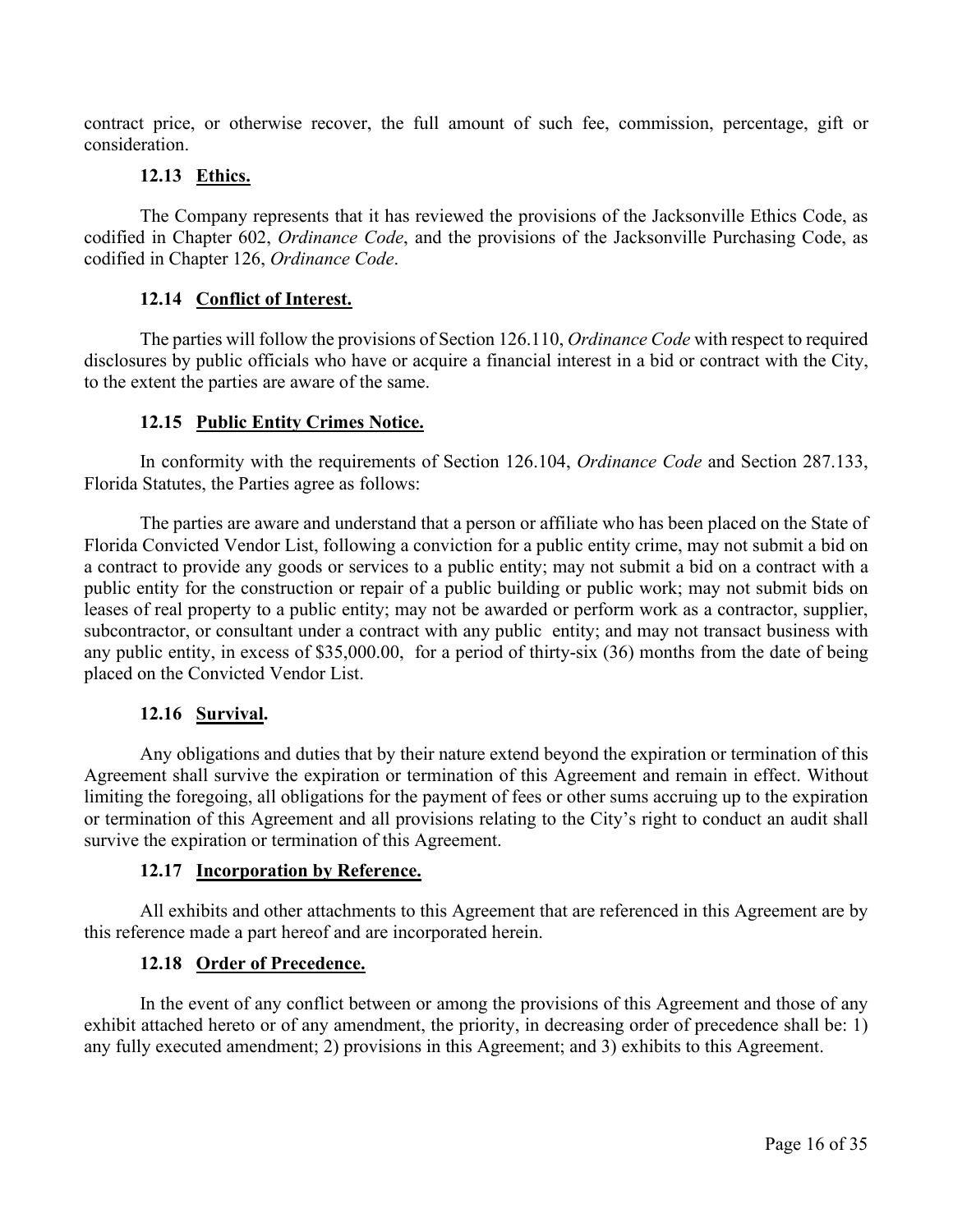contract price, or otherwise recover, the full amount of such fee, commission, percentage, gift or consideration.

### 12.13 Ethics.

The Company represents that it has reviewed the provisions of the Jacksonville Ethics Code, as codified in Chapter 602, *Ordinance Code*, and the provisions of the Jacksonville Purchasing Code, as codified in Chapter 126, *Ordinance Code*.

### 12.14 Conflict of Interest.

The parties will follow the provisions of Section 126.110, *Ordinance Code* with respect to required disclosures by public officials who have or acquire a financial interest in a bid or contract with the City, to the extent the parties are aware of the same.

### 12.15 Public Entity Crimes Notice.

In conformity with the requirements of Section 126.104, *Ordinance Code* and Section 287.133, Florida Statutes, the Parties agree as follows:

The parties are aware and understand that a person or affiliate who has been placed on the State of Florida Convicted Vendor List, following a conviction for a public entity crime, may not submit a bid on a contract to provide any goods or services to a public entity; may not submit a bid on a contract with a public entity for the construction or repair of a public building or public work; may not submit bids on leases of real property to a public entity; may not be awarded or perform work as a contractor, supplier, subcontractor, or consultant under a contract with any public entity; and may not transact business with any public entity, in excess of $35,000.00, for a period of thirty-six (36) months from the date of being placed on the Convicted Vendor List.

### 12.16 Survival.

Any obligations and duties that by their nature extend beyond the expiration or termination of this Agreement shall survive the expiration or termination of this Agreement and remain in effect. Without limiting the foregoing, all obligations for the payment of fees or other sums accruing up to the expiration or termination of this Agreement and all provisions relating to the City's right to conduct an audit shall survive the expiration or termination of this Agreement.

### 12.17 Incorporation by Reference.

All exhibits and other attachments to this Agreement that are referenced in this Agreement are by this reference made a part hereof and are incorporated herein.

### 12.18 Order of Precedence.

In the event of any conflict between or among the provisions of this Agreement and those of any exhibit attached hereto or of any amendment, the priority, in decreasing order of precedence shall be: 1) any fully executed amendment; 2) provisions in this Agreement; and 3) exhibits to this Agreement.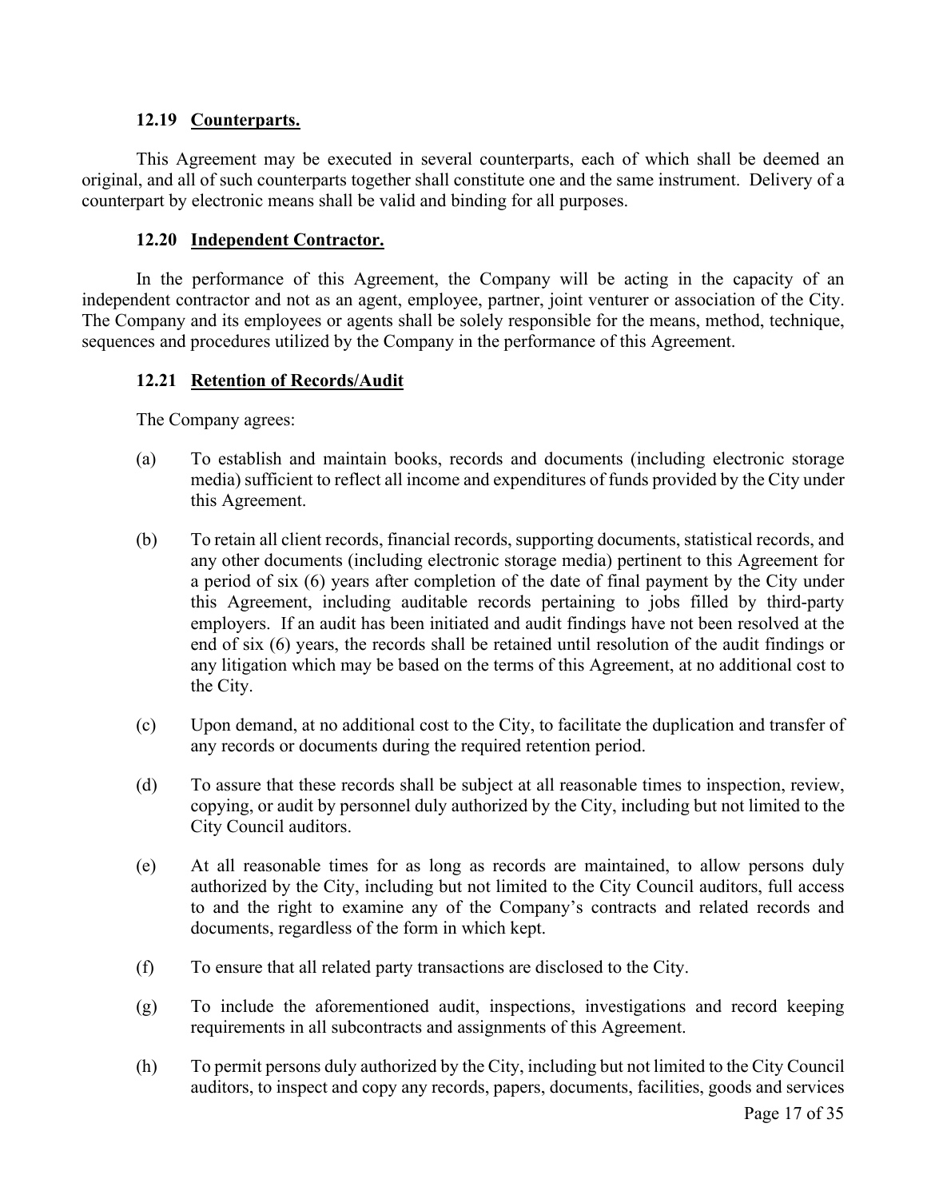### 12.19 **Counterparts.**

This Agreement may be executed in several counterparts, each of which shall be deemed an original, and all of such counterparts together shall constitute one and the same instrument. Delivery of a counterpart by electronic means shall be valid and binding for all purposes.

### 12.20 **Independent Contractor.**

In the performance of this Agreement, the Company will be acting in the capacity of an independent contractor and not as an agent, employee, partner, joint venturer or association of the City. The Company and its employees or agents shall be solely responsible for the means, method, technique, sequences and procedures utilized by the Company in the performance of this Agreement.

### 12.21 **Retention of Records/Audit**

The Company agrees:

(a) To establish and maintain books, records and documents (including electronic storage media) sufficient to reflect all income and expenditures of funds provided by the City under this Agreement.

(b) To retain all client records, financial records, supporting documents, statistical records, and any other documents (including electronic storage media) pertinent to this Agreement for a period of six (6) years after completion of the date of final payment by the City under this Agreement, including auditable records pertaining to jobs filled by third-party employers. If an audit has been initiated and audit findings have not been resolved at the end of six (6) years, the records shall be retained until resolution of the audit findings or any litigation which may be based on the terms of this Agreement, at no additional cost to the City.

(c) Upon demand, at no additional cost to the City, to facilitate the duplication and transfer of any records or documents during the required retention period.

(d) To assure that these records shall be subject at all reasonable times to inspection, review, copying, or audit by personnel duly authorized by the City, including but not limited to the City Council auditors.

(e) At all reasonable times for as long as records are maintained, to allow persons duly authorized by the City, including but not limited to the City Council auditors, full access to and the right to examine any of the Company's contracts and related records and documents, regardless of the form in which kept.

(f) To ensure that all related party transactions are disclosed to the City.

(g) To include the aforementioned audit, inspections, investigations and record keeping requirements in all subcontracts and assignments of this Agreement.

(h) To permit persons duly authorized by the City, including but not limited to the City Council auditors, to inspect and copy any records, papers, documents, facilities, goods and services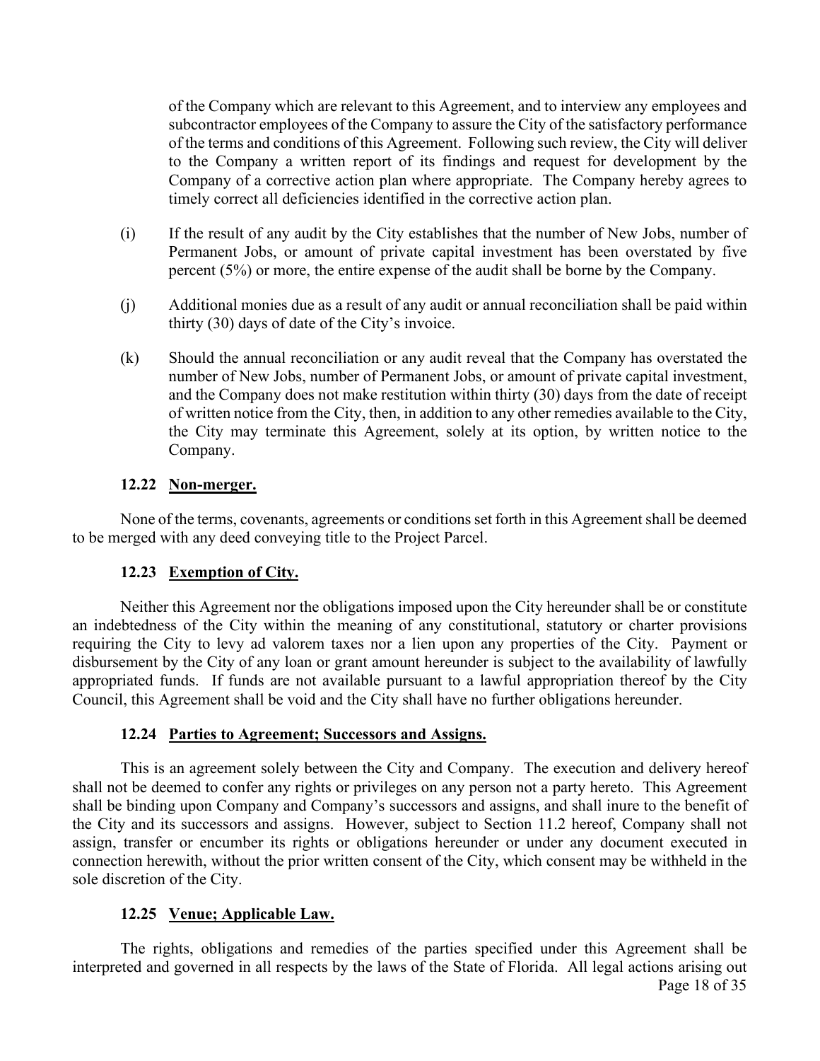of the Company which are relevant to this Agreement, and to interview any employees and subcontractor employees of the Company to assure the City of the satisfactory performance of the terms and conditions of this Agreement. Following such review, the City will deliver to the Company a written report of its findings and request for development by the Company of a corrective action plan where appropriate. The Company hereby agrees to timely correct all deficiencies identified in the corrective action plan.

(i) If the result of any audit by the City establishes that the number of New Jobs, number of Permanent Jobs, or amount of private capital investment has been overstated by five percent (5%) or more, the entire expense of the audit shall be borne by the Company.

(j) Additional monies due as a result of any audit or annual reconciliation shall be paid within thirty (30) days of date of the City's invoice.

(k) Should the annual reconciliation or any audit reveal that the Company has overstated the number of New Jobs, number of Permanent Jobs, or amount of private capital investment, and the Company does not make restitution within thirty (30) days from the date of receipt of written notice from the City, then, in addition to any other remedies available to the City, the City may terminate this Agreement, solely at its option, by written notice to the Company.

### 12.22 Non-merger.

None of the terms, covenants, agreements or conditions set forth in this Agreement shall be deemed to be merged with any deed conveying title to the Project Parcel.

### 12.23 Exemption of City.

Neither this Agreement nor the obligations imposed upon the City hereunder shall be or constitute an indebtedness of the City within the meaning of any constitutional, statutory or charter provisions requiring the City to levy ad valorem taxes nor a lien upon any properties of the City. Payment or disbursement by the City of any loan or grant amount hereunder is subject to the availability of lawfully appropriated funds. If funds are not available pursuant to a lawful appropriation thereof by the City Council, this Agreement shall be void and the City shall have no further obligations hereunder.

### 12.24 Parties to Agreement; Successors and Assigns.

This is an agreement solely between the City and Company. The execution and delivery hereof shall not be deemed to confer any rights or privileges on any person not a party hereto. This Agreement shall be binding upon Company and Company's successors and assigns, and shall inure to the benefit of the City and its successors and assigns. However, subject to Section 11.2 hereof, Company shall not assign, transfer or encumber its rights or obligations hereunder or under any document executed in connection herewith, without the prior written consent of the City, which consent may be withheld in the sole discretion of the City.

### 12.25 Venue; Applicable Law.

The rights, obligations and remedies of the parties specified under this Agreement shall be interpreted and governed in all respects by the laws of the State of Florida. All legal actions arising out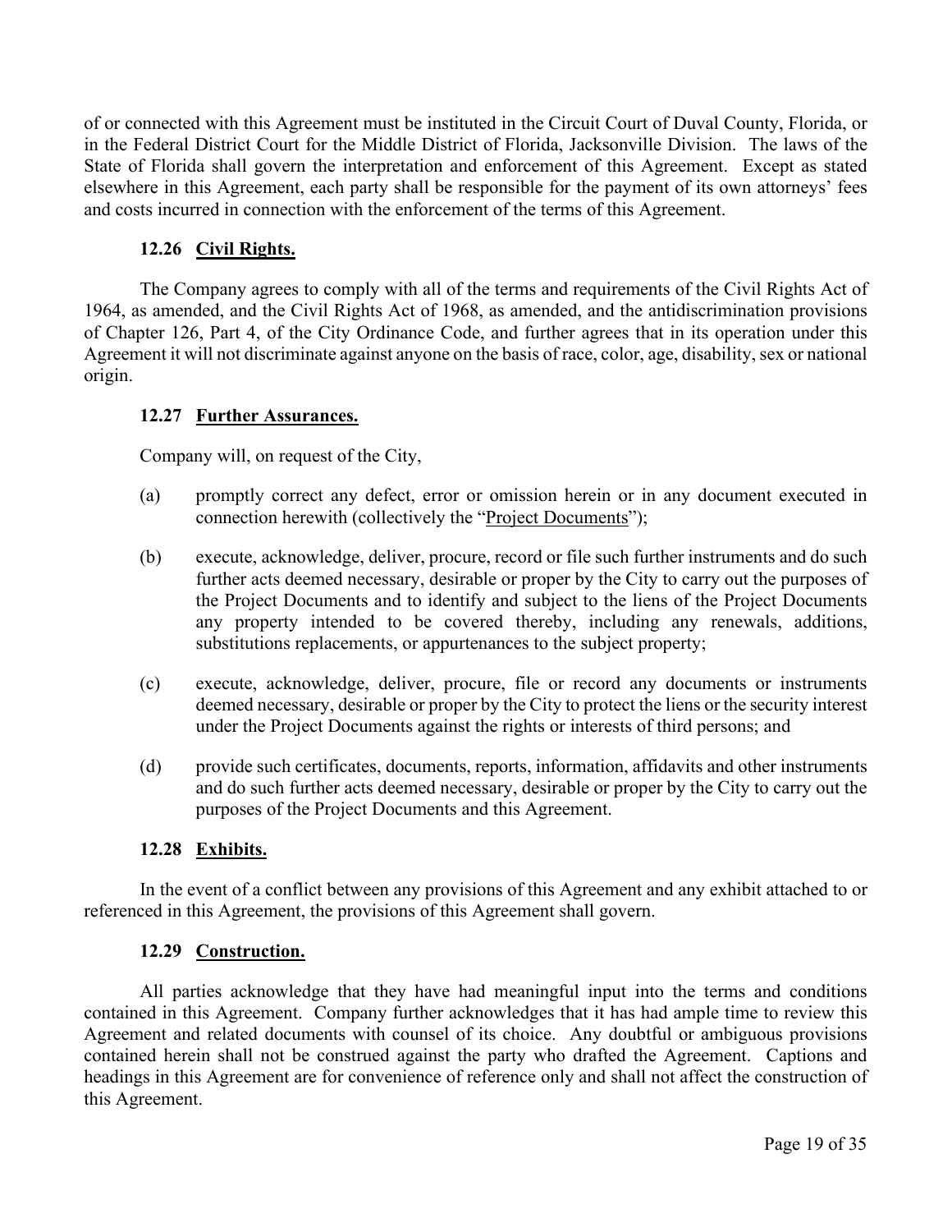of or connected with this Agreement must be instituted in the Circuit Court of Duval County, Florida, or in the Federal District Court for the Middle District of Florida, Jacksonville Division. The laws of the State of Florida shall govern the interpretation and enforcement of this Agreement. Except as stated elsewhere in this Agreement, each party shall be responsible for the payment of its own attorneys' fees and costs incurred in connection with the enforcement of the terms of this Agreement.

### 12.26 Civil Rights.

The Company agrees to comply with all of the terms and requirements of the Civil Rights Act of 1964, as amended, and the Civil Rights Act of 1968, as amended, and the antidiscrimination provisions of Chapter 126, Part 4, of the City Ordinance Code, and further agrees that in its operation under this Agreement it will not discriminate against anyone on the basis of race, color, age, disability, sex or national origin.

### 12.27 Further Assurances.

Company will, on request of the City,

(a) promptly correct any defect, error or omission herein or in any document executed in connection herewith (collectively the "Project Documents");

(b) execute, acknowledge, deliver, procure, record or file such further instruments and do such further acts deemed necessary, desirable or proper by the City to carry out the purposes of the Project Documents and to identify and subject to the liens of the Project Documents any property intended to be covered thereby, including any renewals, additions, substitutions replacements, or appurtenances to the subject property;

(c) execute, acknowledge, deliver, procure, file or record any documents or instruments deemed necessary, desirable or proper by the City to protect the liens or the security interest under the Project Documents against the rights or interests of third persons; and

(d) provide such certificates, documents, reports, information, affidavits and other instruments and do such further acts deemed necessary, desirable or proper by the City to carry out the purposes of the Project Documents and this Agreement.

### 12.28 Exhibits.

In the event of a conflict between any provisions of this Agreement and any exhibit attached to or referenced in this Agreement, the provisions of this Agreement shall govern.

### 12.29 Construction.

All parties acknowledge that they have had meaningful input into the terms and conditions contained in this Agreement. Company further acknowledges that it has had ample time to review this Agreement and related documents with counsel of its choice. Any doubtful or ambiguous provisions contained herein shall not be construed against the party who drafted the Agreement. Captions and headings in this Agreement are for convenience of reference only and shall not affect the construction of this Agreement.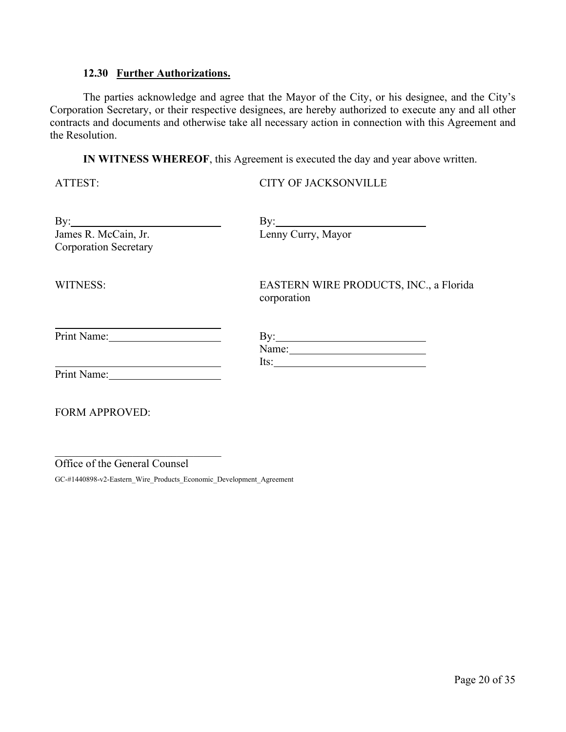### 12.30 Further Authorizations.

The parties acknowledge and agree that the Mayor of the City, or his designee, and the City's Corporation Secretary, or their respective designees, are hereby authorized to execute any and all other contracts and documents and otherwise take all necessary action in connection with this Agreement and the Resolution.

**IN WITNESS WHEREOF**, this Agreement is executed the day and year above written.

| | |
|---|---|
| ATTEST: | CITY OF JACKSONVILLE |
| By:\_\_\_\_\_\_\_\_\_\_\_\_\_\_\_\_\_\_\_\_\_\_\_\_\_\_<br>James R. McCain, Jr.<br>Corporation Secretary | By:\_\_\_\_\_\_\_\_\_\_\_\_\_\_\_\_\_\_\_\_\_\_\_\_\_\_<br>Lenny Curry, Mayor |
| WITNESS: | EASTERN WIRE PRODUCTS, INC., a Florida corporation |
| \_\_\_\_\_\_\_\_\_\_\_\_\_\_\_\_\_\_\_\_\_\_\_\_\_\_\_\_<br>Print Name:\_\_\_\_\_\_\_\_\_\_\_\_\_\_\_\_\_\_\_ | By:\_\_\_\_\_\_\_\_\_\_\_\_\_\_\_\_\_\_\_\_\_\_\_\_\_\_<br>Name:\_\_\_\_\_\_\_\_\_\_\_\_\_\_\_\_\_\_\_\_\_\_\_\_<br>Its:\_\_\_\_\_\_\_\_\_\_\_\_\_\_\_\_\_\_\_\_\_\_\_\_\_\_\_ |
| \_\_\_\_\_\_\_\_\_\_\_\_\_\_\_\_\_\_\_\_\_\_\_\_\_\_\_\_<br>Print Name:\_\_\_\_\_\_\_\_\_\_\_\_\_\_\_\_\_\_\_ | |

FORM APPROVED:

\_\_\_\_\_\_\_\_\_\_\_\_\_\_\_\_\_\_\_\_\_\_\_\_\_\_\_\_\_\_
Office of the General Counsel

GC-#1440898-v2-Eastern_Wire_Products_Economic_Development_Agreement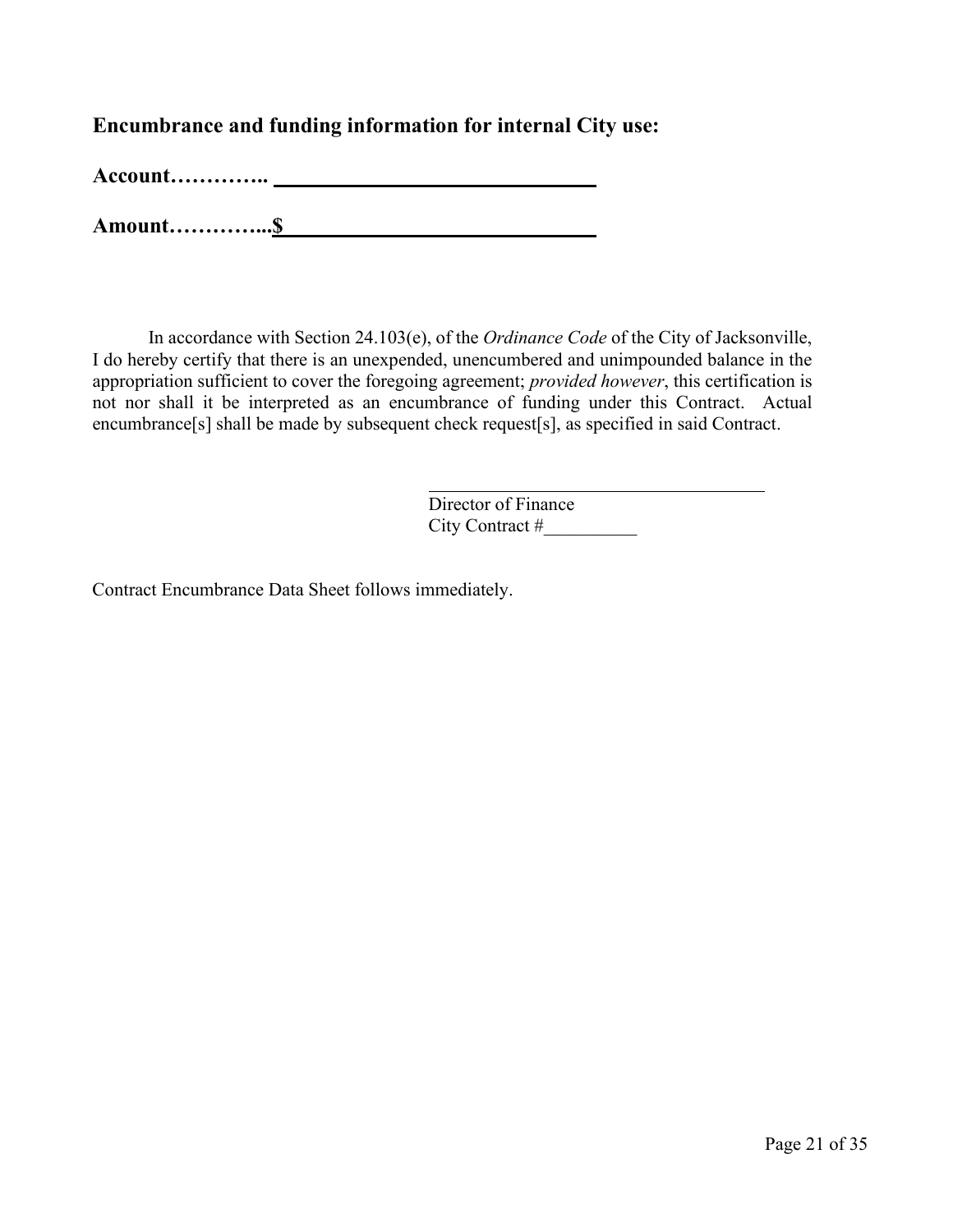**Encumbrance and funding information for internal City use:**

**Account………….. \_\_\_\_\_\_\_\_\_\_\_\_\_\_\_\_\_\_\_\_\_\_\_\_\_\_\_\_\_\_\_**

**Amount…………..$\_\_\_\_\_\_\_\_\_\_\_\_\_\_\_\_\_\_\_\_\_\_\_\_\_\_\_\_\_\_\_**

In accordance with Section 24.103(e), of the *Ordinance Code* of the City of Jacksonville, I do hereby certify that there is an unexpended, unencumbered and unimpounded balance in the appropriation sufficient to cover the foregoing agreement; *provided however*, this certification is not nor shall it be interpreted as an encumbrance of funding under this Contract. Actual encumbrance[s] shall be made by subsequent check request[s], as specified in said Contract.

\_\_\_\_\_\_\_\_\_\_\_\_\_\_\_\_\_\_\_\_\_\_\_\_\_\_\_\_\_\_\_\_\_\_\_\_
Director of Finance
City Contract #\_\_\_\_\_\_\_\_\_\_

Contract Encumbrance Data Sheet follows immediately.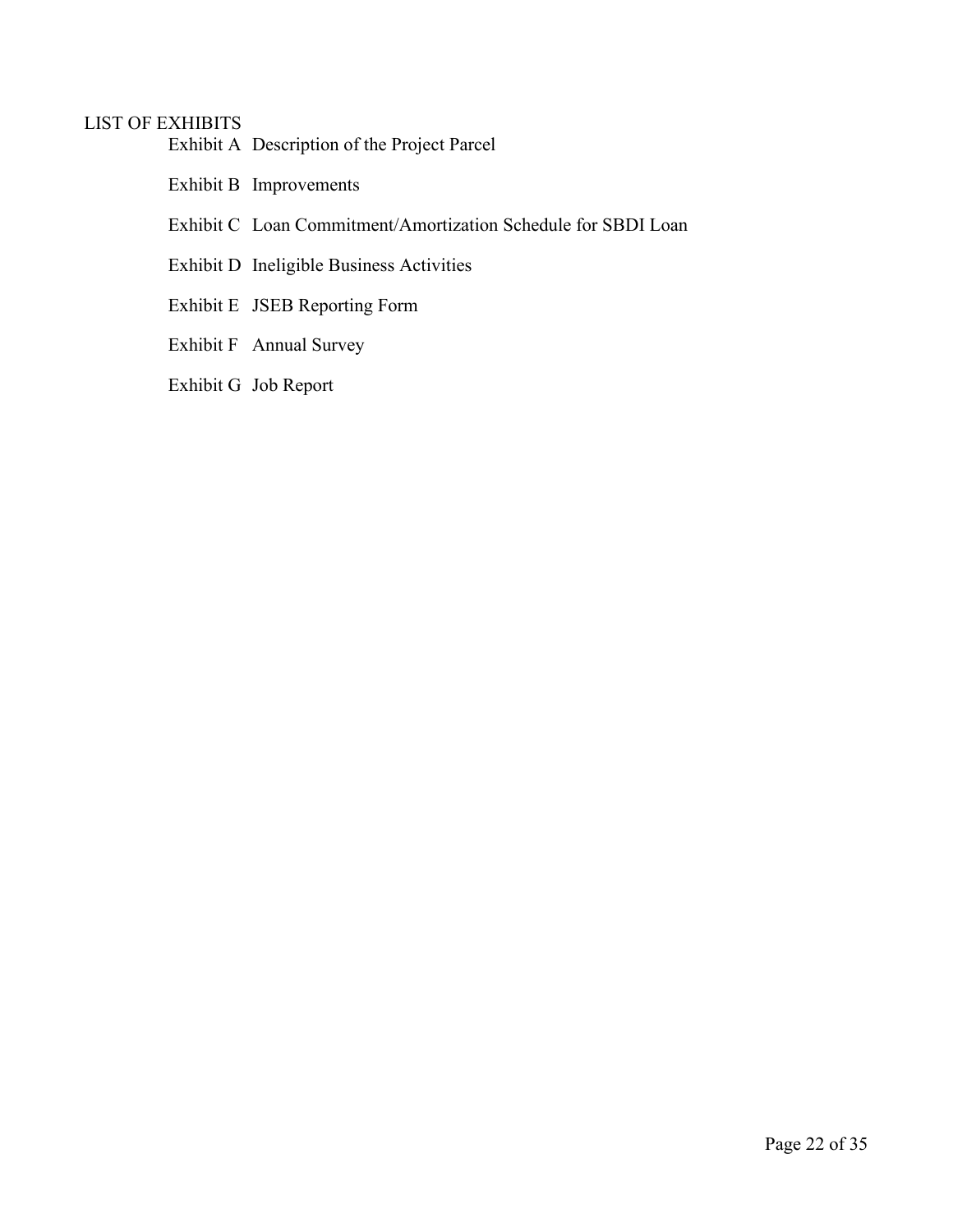LIST OF EXHIBITS

Exhibit A Description of the Project Parcel

Exhibit B Improvements

Exhibit C Loan Commitment/Amortization Schedule for SBDI Loan

Exhibit D Ineligible Business Activities

Exhibit E JSEB Reporting Form

Exhibit F Annual Survey

Exhibit G Job Report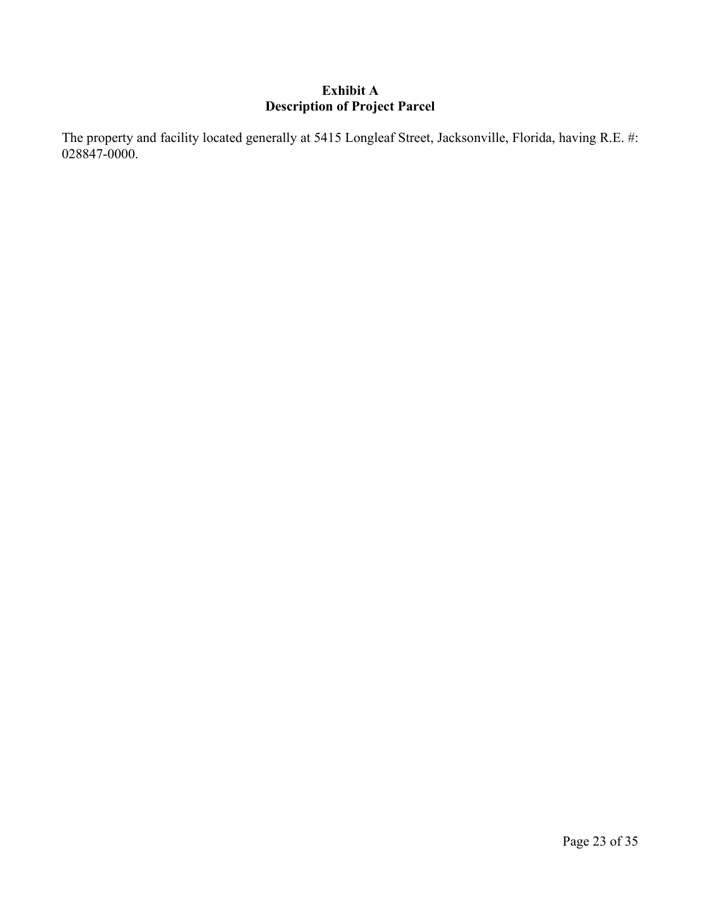**Exhibit A**
**Description of Project Parcel**

The property and facility located generally at 5415 Longleaf Street, Jacksonville, Florida, having R.E. #: 028847-0000.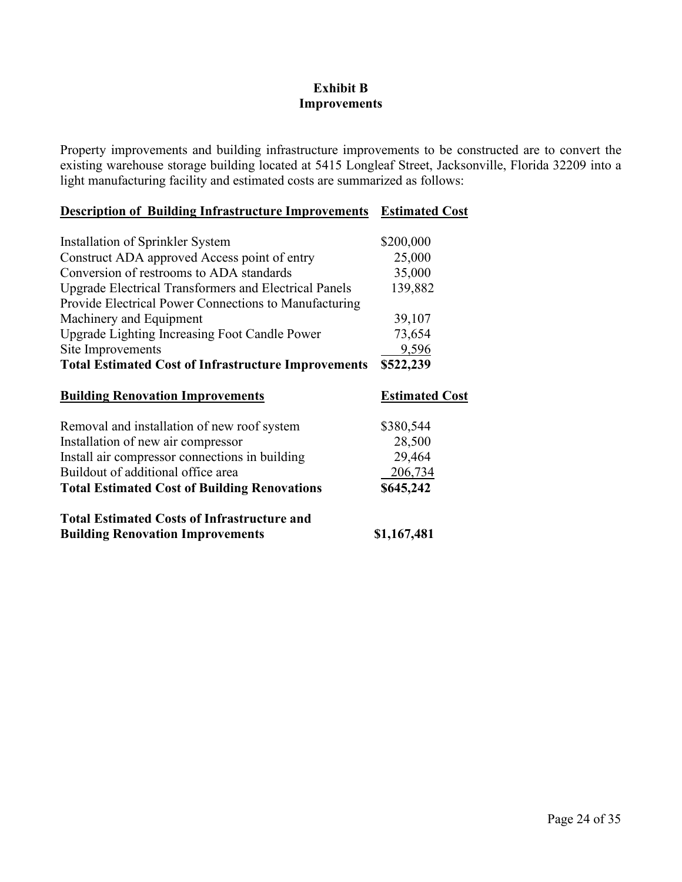# Exhibit B
## Improvements

Property improvements and building infrastructure improvements to be constructed are to convert the existing warehouse storage building located at 5415 Longleaf Street, Jacksonville, Florida 32209 into a light manufacturing facility and estimated costs are summarized as follows:

| Description of Building Infrastructure Improvements | Estimated Cost |
|---|---|
| Installation of Sprinkler System | \$200,000 |
| Construct ADA approved Access point of entry | 25,000 |
| Conversion of restrooms to ADA standards | 35,000 |
| Upgrade Electrical Transformers and Electrical Panels | 139,882 |
| Provide Electrical Power Connections to Manufacturing Machinery and Equipment | 39,107 |
| Upgrade Lighting Increasing Foot Candle Power | 73,654 |
| Site Improvements | 9,596 |
| **Total Estimated Cost of Infrastructure Improvements** | **\$522,239** |

| Building Renovation Improvements | Estimated Cost |
|---|---|
| Removal and installation of new roof system | \$380,544 |
| Installation of new air compressor | 28,500 |
| Install air compressor connections in building | 29,464 |
| Buildout of additional office area | 206,734 |
| **Total Estimated Cost of Building Renovations** | **\$645,242** |
| **Total Estimated Costs of Infrastructure and Building Renovation Improvements** | **\$1,167,481** |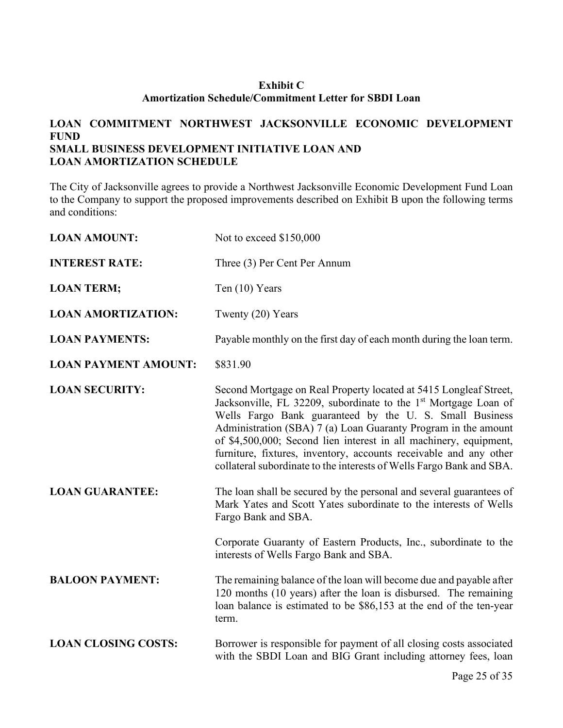**Exhibit C**
**Amortization Schedule/Commitment Letter for SBDI Loan**

**LOAN COMMITMENT NORTHWEST JACKSONVILLE ECONOMIC DEVELOPMENT FUND**
**SMALL BUSINESS DEVELOPMENT INITIATIVE LOAN AND**
**LOAN AMORTIZATION SCHEDULE**

The City of Jacksonville agrees to provide a Northwest Jacksonville Economic Development Fund Loan to the Company to support the proposed improvements described on Exhibit B upon the following terms and conditions:

**LOAN AMOUNT:** Not to exceed $150,000

**INTEREST RATE:** Three (3) Per Cent Per Annum

**LOAN TERM;** Ten (10) Years

**LOAN AMORTIZATION:** Twenty (20) Years

**LOAN PAYMENTS:** Payable monthly on the first day of each month during the loan term.

**LOAN PAYMENT AMOUNT:** $831.90

**LOAN SECURITY:** Second Mortgage on Real Property located at 5415 Longleaf Street, Jacksonville, FL 32209, subordinate to the 1st Mortgage Loan of Wells Fargo Bank guaranteed by the U. S. Small Business Administration (SBA) 7 (a) Loan Guaranty Program in the amount of $4,500,000; Second lien interest in all machinery, equipment, furniture, fixtures, inventory, accounts receivable and any other collateral subordinate to the interests of Wells Fargo Bank and SBA.

**LOAN GUARANTEE:** The loan shall be secured by the personal and several guarantees of Mark Yates and Scott Yates subordinate to the interests of Wells Fargo Bank and SBA.

Corporate Guaranty of Eastern Products, Inc., subordinate to the interests of Wells Fargo Bank and SBA.

**BALOON PAYMENT:** The remaining balance of the loan will become due and payable after 120 months (10 years) after the loan is disbursed. The remaining loan balance is estimated to be $86,153 at the end of the ten-year term.

**LOAN CLOSING COSTS:** Borrower is responsible for payment of all closing costs associated with the SBDI Loan and BIG Grant including attorney fees, loan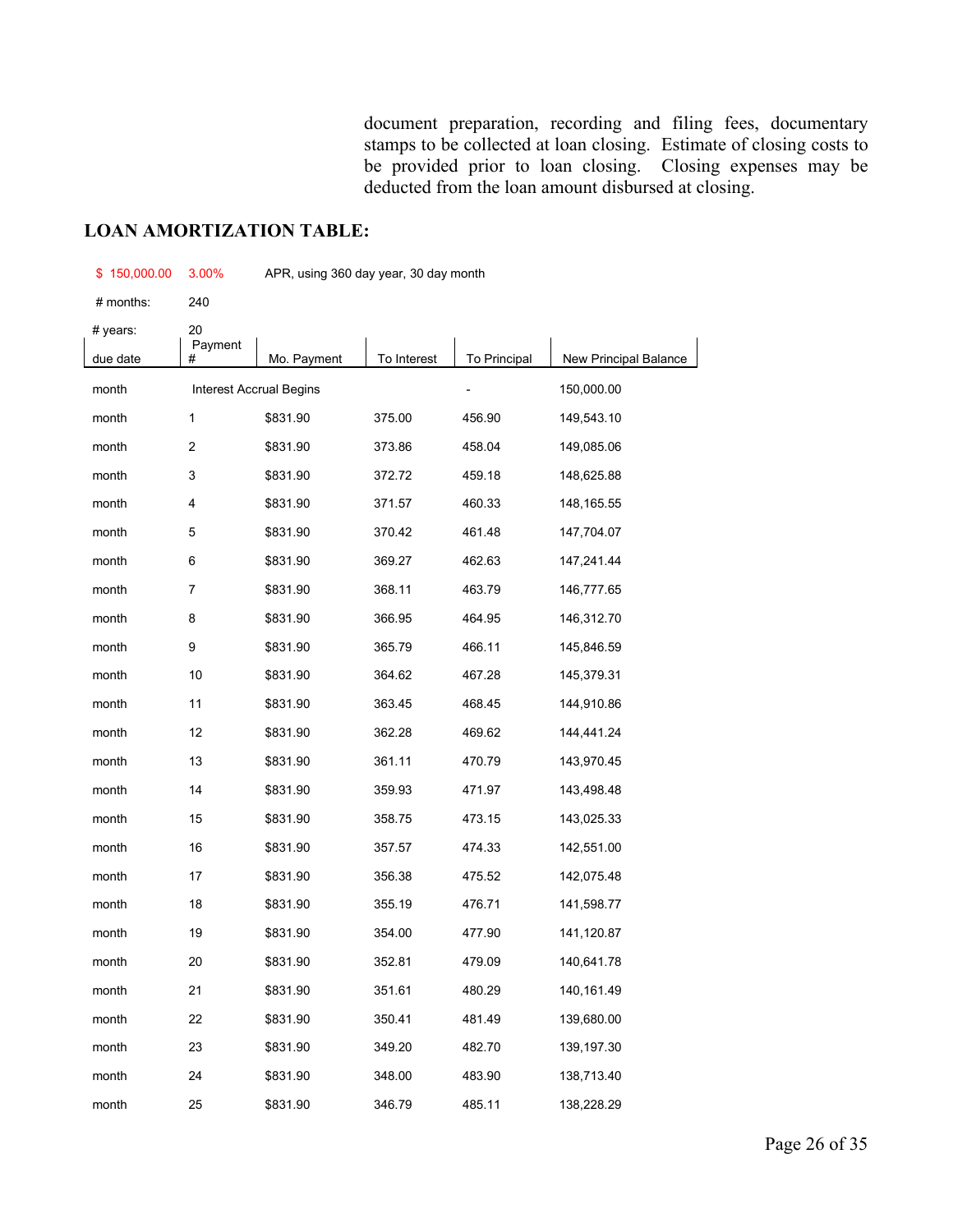document preparation, recording and filing fees, documentary stamps to be collected at loan closing. Estimate of closing costs to be provided prior to loan closing. Closing expenses may be deducted from the loan amount disbursed at closing.

## LOAN AMORTIZATION TABLE:

$ 150,000.00 &nbsp;&nbsp; 3.00% &nbsp;&nbsp; APR, using 360 day year, 30 day month

# months: 240

# years: 20

| due date | Payment # | Mo. Payment | To Interest | To Principal | New Principal Balance |
|---|---|---|---|---|---|
| month | Interest Accrual Begins | | | - | 150,000.00 |
| month | 1 | $831.90 | 375.00 | 456.90 | 149,543.10 |
| month | 2 | $831.90 | 373.86 | 458.04 | 149,085.06 |
| month | 3 | $831.90 | 372.72 | 459.18 | 148,625.88 |
| month | 4 | $831.90 | 371.57 | 460.33 | 148,165.55 |
| month | 5 | $831.90 | 370.42 | 461.48 | 147,704.07 |
| month | 6 | $831.90 | 369.27 | 462.63 | 147,241.44 |
| month | 7 | $831.90 | 368.11 | 463.79 | 146,777.65 |
| month | 8 | $831.90 | 366.95 | 464.95 | 146,312.70 |
| month | 9 | $831.90 | 365.79 | 466.11 | 145,846.59 |
| month | 10 | $831.90 | 364.62 | 467.28 | 145,379.31 |
| month | 11 | $831.90 | 363.45 | 468.45 | 144,910.86 |
| month | 12 | $831.90 | 362.28 | 469.62 | 144,441.24 |
| month | 13 | $831.90 | 361.11 | 470.79 | 143,970.45 |
| month | 14 | $831.90 | 359.93 | 471.97 | 143,498.48 |
| month | 15 | $831.90 | 358.75 | 473.15 | 143,025.33 |
| month | 16 | $831.90 | 357.57 | 474.33 | 142,551.00 |
| month | 17 | $831.90 | 356.38 | 475.52 | 142,075.48 |
| month | 18 | $831.90 | 355.19 | 476.71 | 141,598.77 |
| month | 19 | $831.90 | 354.00 | 477.90 | 141,120.87 |
| month | 20 | $831.90 | 352.81 | 479.09 | 140,641.78 |
| month | 21 | $831.90 | 351.61 | 480.29 | 140,161.49 |
| month | 22 | $831.90 | 350.41 | 481.49 | 139,680.00 |
| month | 23 | $831.90 | 349.20 | 482.70 | 139,197.30 |
| month | 24 | $831.90 | 348.00 | 483.90 | 138,713.40 |
| month | 25 | $831.90 | 346.79 | 485.11 | 138,228.29 |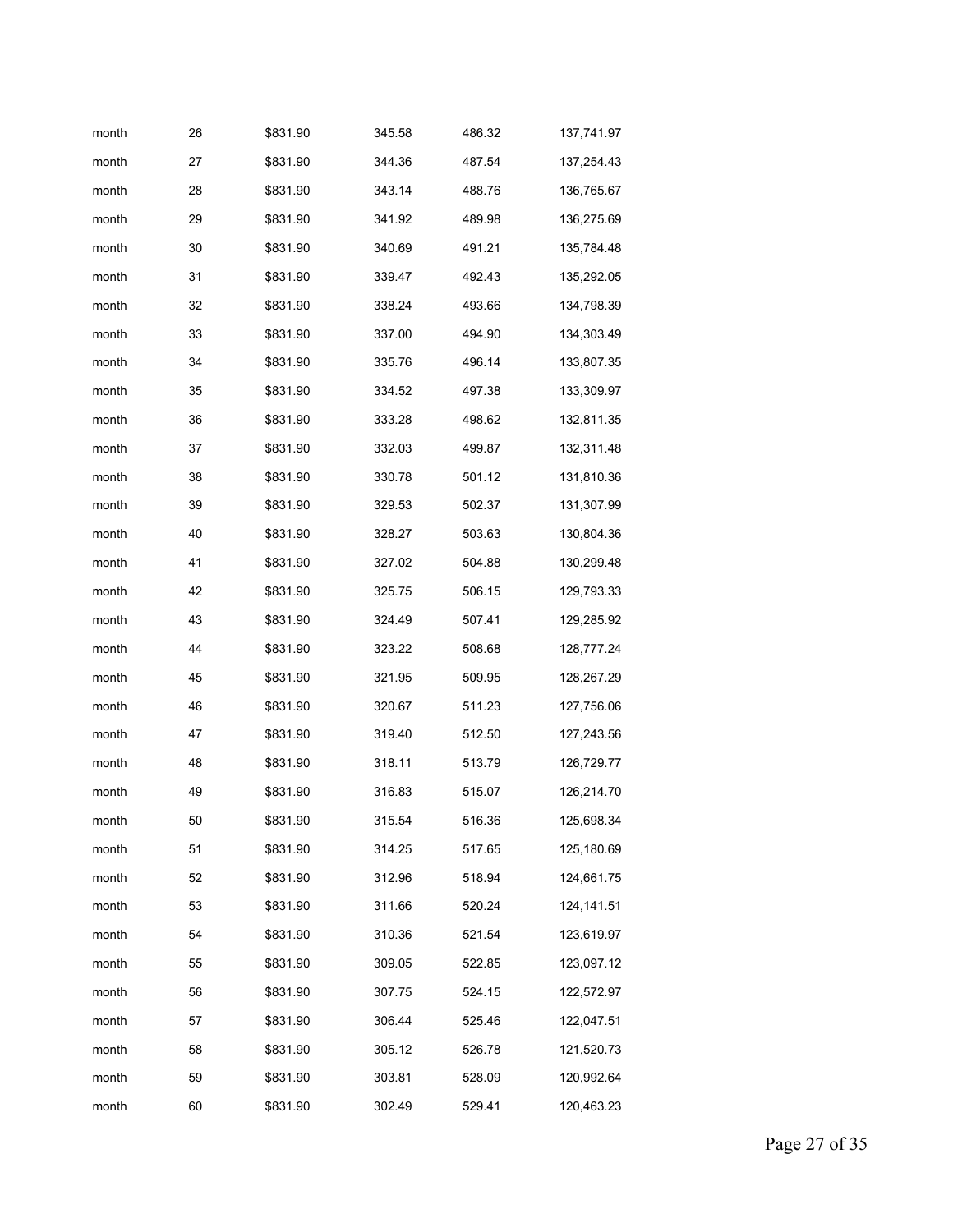| | | | | | |
|---|---|---|---|---|---|
| month | 26 | $831.90 | 345.58 | 486.32 | 137,741.97 |
| month | 27 | $831.90 | 344.36 | 487.54 | 137,254.43 |
| month | 28 | $831.90 | 343.14 | 488.76 | 136,765.67 |
| month | 29 | $831.90 | 341.92 | 489.98 | 136,275.69 |
| month | 30 | $831.90 | 340.69 | 491.21 | 135,784.48 |
| month | 31 | $831.90 | 339.47 | 492.43 | 135,292.05 |
| month | 32 | $831.90 | 338.24 | 493.66 | 134,798.39 |
| month | 33 | $831.90 | 337.00 | 494.90 | 134,303.49 |
| month | 34 | $831.90 | 335.76 | 496.14 | 133,807.35 |
| month | 35 | $831.90 | 334.52 | 497.38 | 133,309.97 |
| month | 36 | $831.90 | 333.28 | 498.62 | 132,811.35 |
| month | 37 | $831.90 | 332.03 | 499.87 | 132,311.48 |
| month | 38 | $831.90 | 330.78 | 501.12 | 131,810.36 |
| month | 39 | $831.90 | 329.53 | 502.37 | 131,307.99 |
| month | 40 | $831.90 | 328.27 | 503.63 | 130,804.36 |
| month | 41 | $831.90 | 327.02 | 504.88 | 130,299.48 |
| month | 42 | $831.90 | 325.75 | 506.15 | 129,793.33 |
| month | 43 | $831.90 | 324.49 | 507.41 | 129,285.92 |
| month | 44 | $831.90 | 323.22 | 508.68 | 128,777.24 |
| month | 45 | $831.90 | 321.95 | 509.95 | 128,267.29 |
| month | 46 | $831.90 | 320.67 | 511.23 | 127,756.06 |
| month | 47 | $831.90 | 319.40 | 512.50 | 127,243.56 |
| month | 48 | $831.90 | 318.11 | 513.79 | 126,729.77 |
| month | 49 | $831.90 | 316.83 | 515.07 | 126,214.70 |
| month | 50 | $831.90 | 315.54 | 516.36 | 125,698.34 |
| month | 51 | $831.90 | 314.25 | 517.65 | 125,180.69 |
| month | 52 | $831.90 | 312.96 | 518.94 | 124,661.75 |
| month | 53 | $831.90 | 311.66 | 520.24 | 124,141.51 |
| month | 54 | $831.90 | 310.36 | 521.54 | 123,619.97 |
| month | 55 | $831.90 | 309.05 | 522.85 | 123,097.12 |
| month | 56 | $831.90 | 307.75 | 524.15 | 122,572.97 |
| month | 57 | $831.90 | 306.44 | 525.46 | 122,047.51 |
| month | 58 | $831.90 | 305.12 | 526.78 | 121,520.73 |
| month | 59 | $831.90 | 303.81 | 528.09 | 120,992.64 |
| month | 60 | $831.90 | 302.49 | 529.41 | 120,463.23 |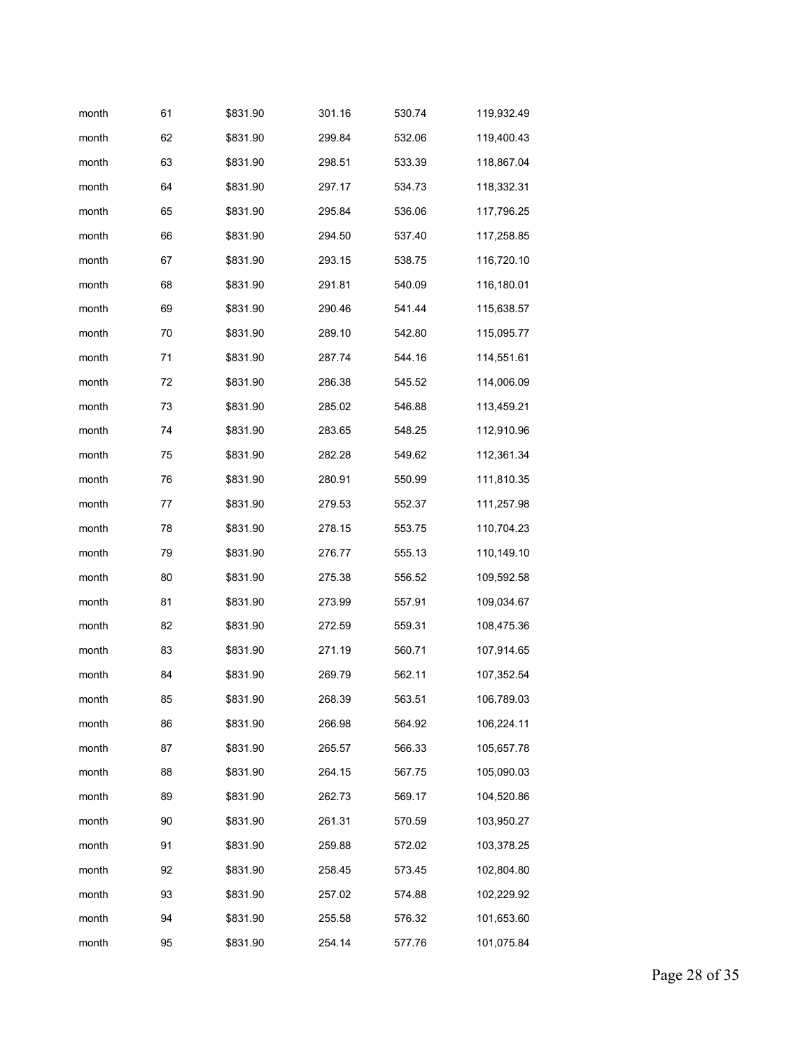| | | | | | |
|---|---|---|---|---|---|
| month | 61 | $831.90 | 301.16 | 530.74 | 119,932.49 |
| month | 62 | $831.90 | 299.84 | 532.06 | 119,400.43 |
| month | 63 | $831.90 | 298.51 | 533.39 | 118,867.04 |
| month | 64 | $831.90 | 297.17 | 534.73 | 118,332.31 |
| month | 65 | $831.90 | 295.84 | 536.06 | 117,796.25 |
| month | 66 | $831.90 | 294.50 | 537.40 | 117,258.85 |
| month | 67 | $831.90 | 293.15 | 538.75 | 116,720.10 |
| month | 68 | $831.90 | 291.81 | 540.09 | 116,180.01 |
| month | 69 | $831.90 | 290.46 | 541.44 | 115,638.57 |
| month | 70 | $831.90 | 289.10 | 542.80 | 115,095.77 |
| month | 71 | $831.90 | 287.74 | 544.16 | 114,551.61 |
| month | 72 | $831.90 | 286.38 | 545.52 | 114,006.09 |
| month | 73 | $831.90 | 285.02 | 546.88 | 113,459.21 |
| month | 74 | $831.90 | 283.65 | 548.25 | 112,910.96 |
| month | 75 | $831.90 | 282.28 | 549.62 | 112,361.34 |
| month | 76 | $831.90 | 280.91 | 550.99 | 111,810.35 |
| month | 77 | $831.90 | 279.53 | 552.37 | 111,257.98 |
| month | 78 | $831.90 | 278.15 | 553.75 | 110,704.23 |
| month | 79 | $831.90 | 276.77 | 555.13 | 110,149.10 |
| month | 80 | $831.90 | 275.38 | 556.52 | 109,592.58 |
| month | 81 | $831.90 | 273.99 | 557.91 | 109,034.67 |
| month | 82 | $831.90 | 272.59 | 559.31 | 108,475.36 |
| month | 83 | $831.90 | 271.19 | 560.71 | 107,914.65 |
| month | 84 | $831.90 | 269.79 | 562.11 | 107,352.54 |
| month | 85 | $831.90 | 268.39 | 563.51 | 106,789.03 |
| month | 86 | $831.90 | 266.98 | 564.92 | 106,224.11 |
| month | 87 | $831.90 | 265.57 | 566.33 | 105,657.78 |
| month | 88 | $831.90 | 264.15 | 567.75 | 105,090.03 |
| month | 89 | $831.90 | 262.73 | 569.17 | 104,520.86 |
| month | 90 | $831.90 | 261.31 | 570.59 | 103,950.27 |
| month | 91 | $831.90 | 259.88 | 572.02 | 103,378.25 |
| month | 92 | $831.90 | 258.45 | 573.45 | 102,804.80 |
| month | 93 | $831.90 | 257.02 | 574.88 | 102,229.92 |
| month | 94 | $831.90 | 255.58 | 576.32 | 101,653.60 |
| month | 95 | $831.90 | 254.14 | 577.76 | 101,075.84 |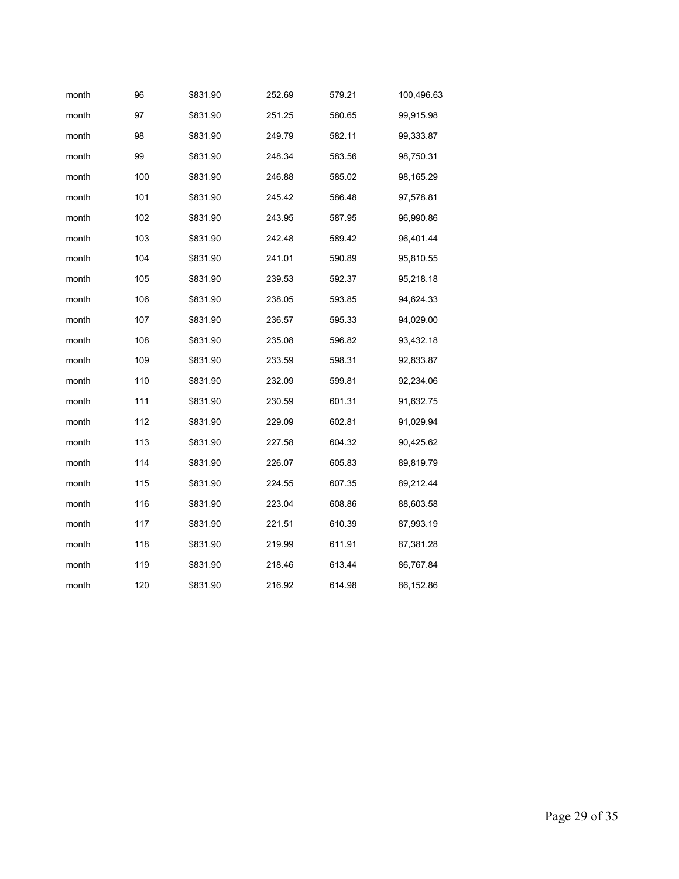| | | | | | |
|---|---|---|---|---|---|
| month | 96 | $831.90 | 252.69 | 579.21 | 100,496.63 |
| month | 97 | $831.90 | 251.25 | 580.65 | 99,915.98 |
| month | 98 | $831.90 | 249.79 | 582.11 | 99,333.87 |
| month | 99 | $831.90 | 248.34 | 583.56 | 98,750.31 |
| month | 100 | $831.90 | 246.88 | 585.02 | 98,165.29 |
| month | 101 | $831.90 | 245.42 | 586.48 | 97,578.81 |
| month | 102 | $831.90 | 243.95 | 587.95 | 96,990.86 |
| month | 103 | $831.90 | 242.48 | 589.42 | 96,401.44 |
| month | 104 | $831.90 | 241.01 | 590.89 | 95,810.55 |
| month | 105 | $831.90 | 239.53 | 592.37 | 95,218.18 |
| month | 106 | $831.90 | 238.05 | 593.85 | 94,624.33 |
| month | 107 | $831.90 | 236.57 | 595.33 | 94,029.00 |
| month | 108 | $831.90 | 235.08 | 596.82 | 93,432.18 |
| month | 109 | $831.90 | 233.59 | 598.31 | 92,833.87 |
| month | 110 | $831.90 | 232.09 | 599.81 | 92,234.06 |
| month | 111 | $831.90 | 230.59 | 601.31 | 91,632.75 |
| month | 112 | $831.90 | 229.09 | 602.81 | 91,029.94 |
| month | 113 | $831.90 | 227.58 | 604.32 | 90,425.62 |
| month | 114 | $831.90 | 226.07 | 605.83 | 89,819.79 |
| month | 115 | $831.90 | 224.55 | 607.35 | 89,212.44 |
| month | 116 | $831.90 | 223.04 | 608.86 | 88,603.58 |
| month | 117 | $831.90 | 221.51 | 610.39 | 87,993.19 |
| month | 118 | $831.90 | 219.99 | 611.91 | 87,381.28 |
| month | 119 | $831.90 | 218.46 | 613.44 | 86,767.84 |
| month | 120 | $831.90 | 216.92 | 614.98 | 86,152.86 |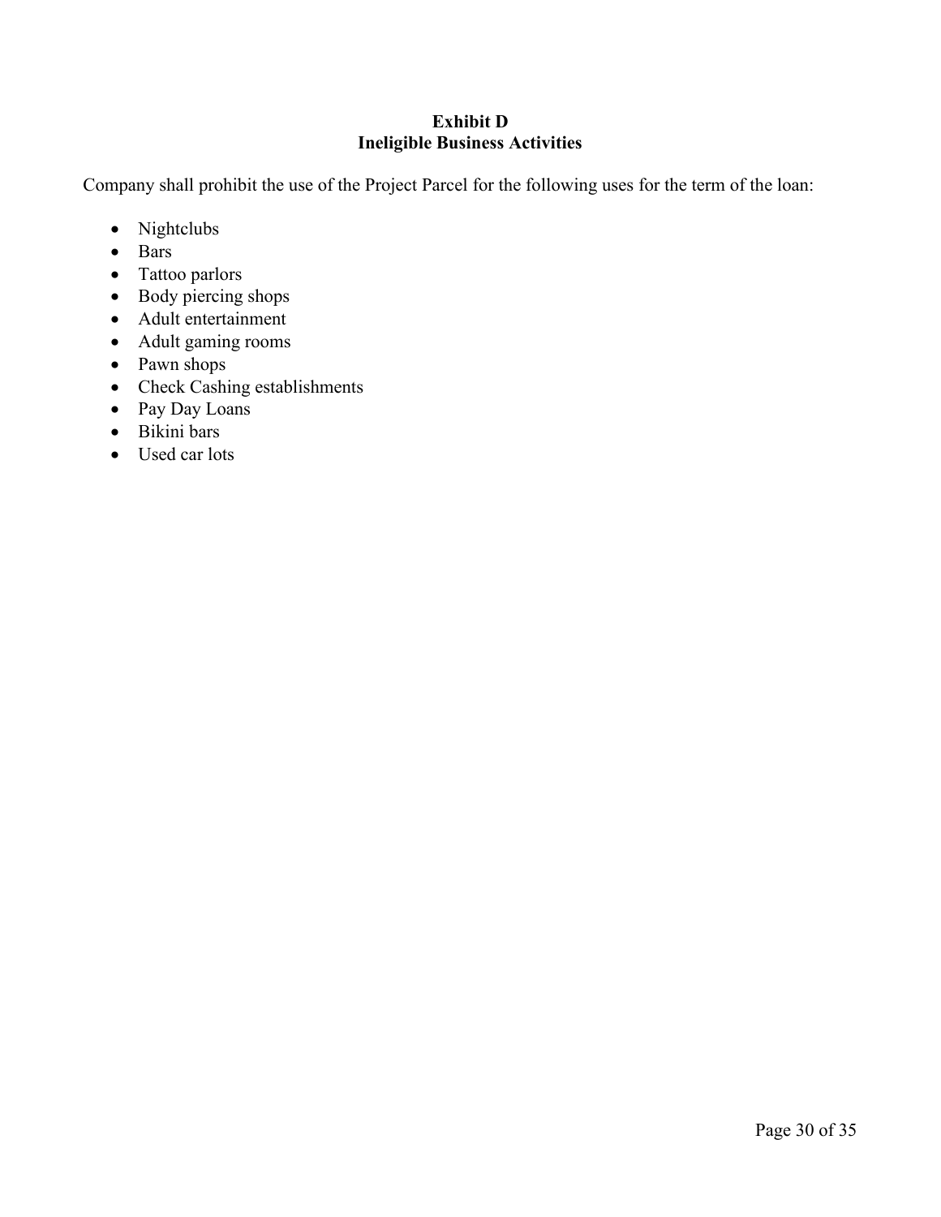## Exhibit D
## Ineligible Business Activities

Company shall prohibit the use of the Project Parcel for the following uses for the term of the loan:

- Nightclubs
- Bars
- Tattoo parlors
- Body piercing shops
- Adult entertainment
- Adult gaming rooms
- Pawn shops
- Check Cashing establishments
- Pay Day Loans
- Bikini bars
- Used car lots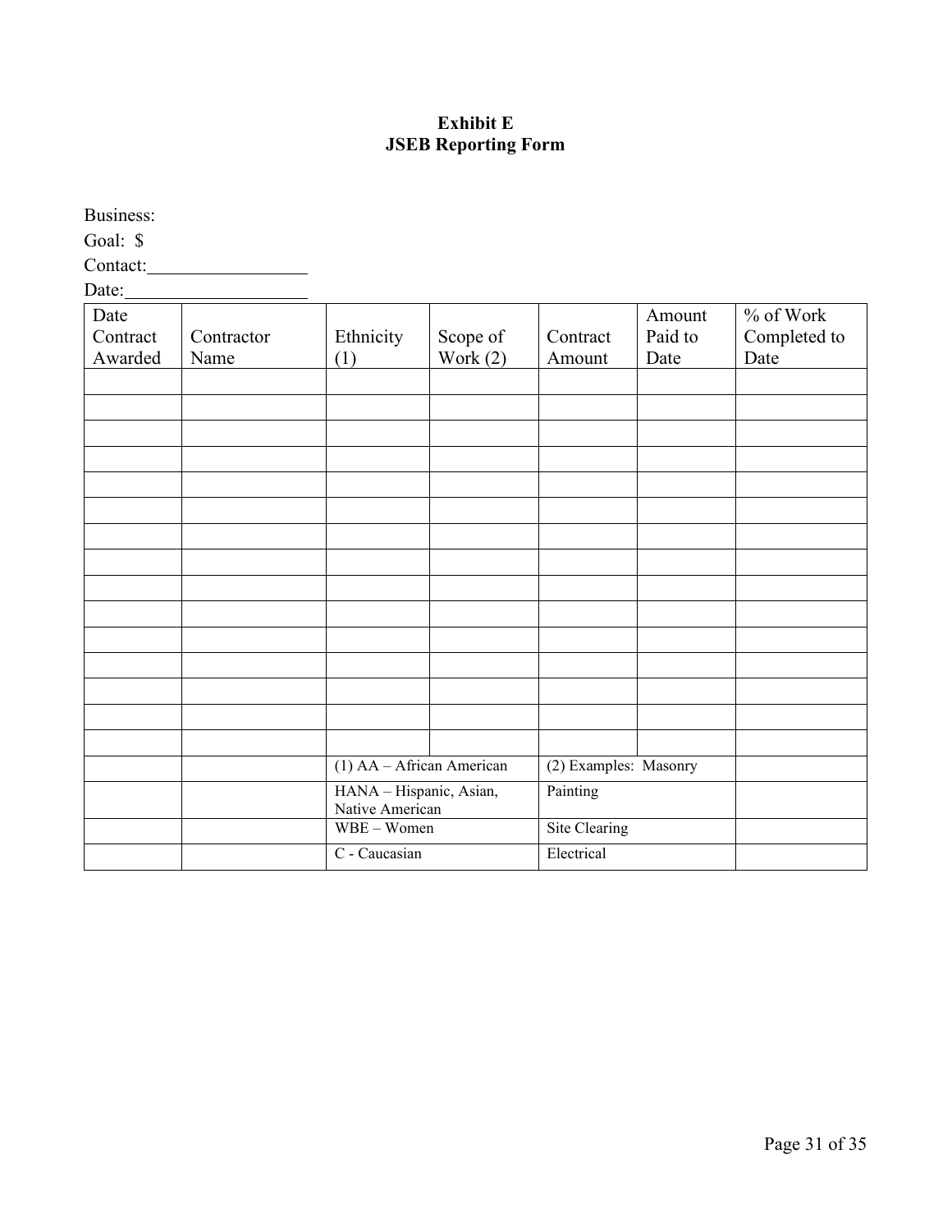**Exhibit E**
**JSEB Reporting Form**

Business:

Goal: $

Contact:_________________

Date:___________________

| Date Contract Awarded | Contractor Name | Ethnicity (1) | Scope of Work (2) | Contract Amount | Amount Paid to Date | % of Work Completed to Date |
|---|---|---|---|---|---|---|
| | | | | | | |
| | | | | | | |
| | | | | | | |
| | | | | | | |
| | | | | | | |
| | | | | | | |
| | | | | | | |
| | | | | | | |
| | | | | | | |
| | | | | | | |
| | | | | | | |
| | | | | | | |
| | | | | | | |
| | | | | | | |
| | | | | | | |
| | | (1) AA – African American | | (2) Examples: Masonry | | |
| | | HANA – Hispanic, Asian, Native American | | Painting | | |
| | | WBE – Women | | Site Clearing | | |
| | | C - Caucasian | | Electrical | | |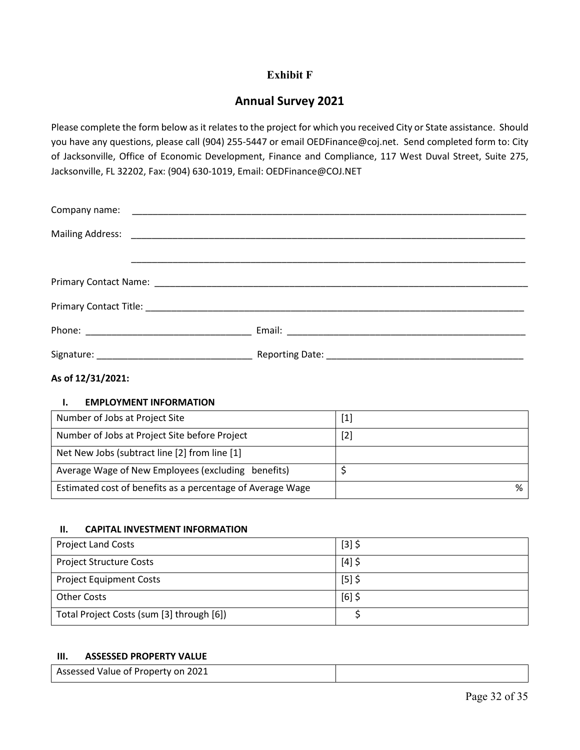**Exhibit F**

## Annual Survey 2021

Please complete the form below as it relates to the project for which you received City or State assistance. Should you have any questions, please call (904) 255-5447 or email OEDFinance@coj.net. Send completed form to: City of Jacksonville, Office of Economic Development, Finance and Compliance, 117 West Duval Street, Suite 275, Jacksonville, FL 32202, Fax: (904) 630-1019, Email: OEDFinance@COJ.NET

Company name: ________________________________________________________________________________

Mailing Address: ________________________________________________________________________________

________________________________________________________________________________

Primary Contact Name: ________________________________________________________________________________

Primary Contact Title: ________________________________________________________________________________

Phone: ________________________________ Email: ________________________________________________

Signature: ______________________________ Reporting Date: _______________________________________

**As of 12/31/2021:**

### I. EMPLOYMENT INFORMATION

| | |
|---|---|
| Number of Jobs at Project Site | [1] |
| Number of Jobs at Project Site before Project | [2] |
| Net New Jobs (subtract line [2] from line [1] | |
| Average Wage of New Employees (excluding benefits) | $ |
| Estimated cost of benefits as a percentage of Average Wage | % |

### II. CAPITAL INVESTMENT INFORMATION

| | |
|---|---|
| Project Land Costs | [3] $ |
| Project Structure Costs | [4] $ |
| Project Equipment Costs | [5] $ |
| Other Costs | [6] $ |
| Total Project Costs (sum [3] through [6]) | $ |

### III. ASSESSED PROPERTY VALUE

| | |
|---|---|
| Assessed Value of Property on 2021 | |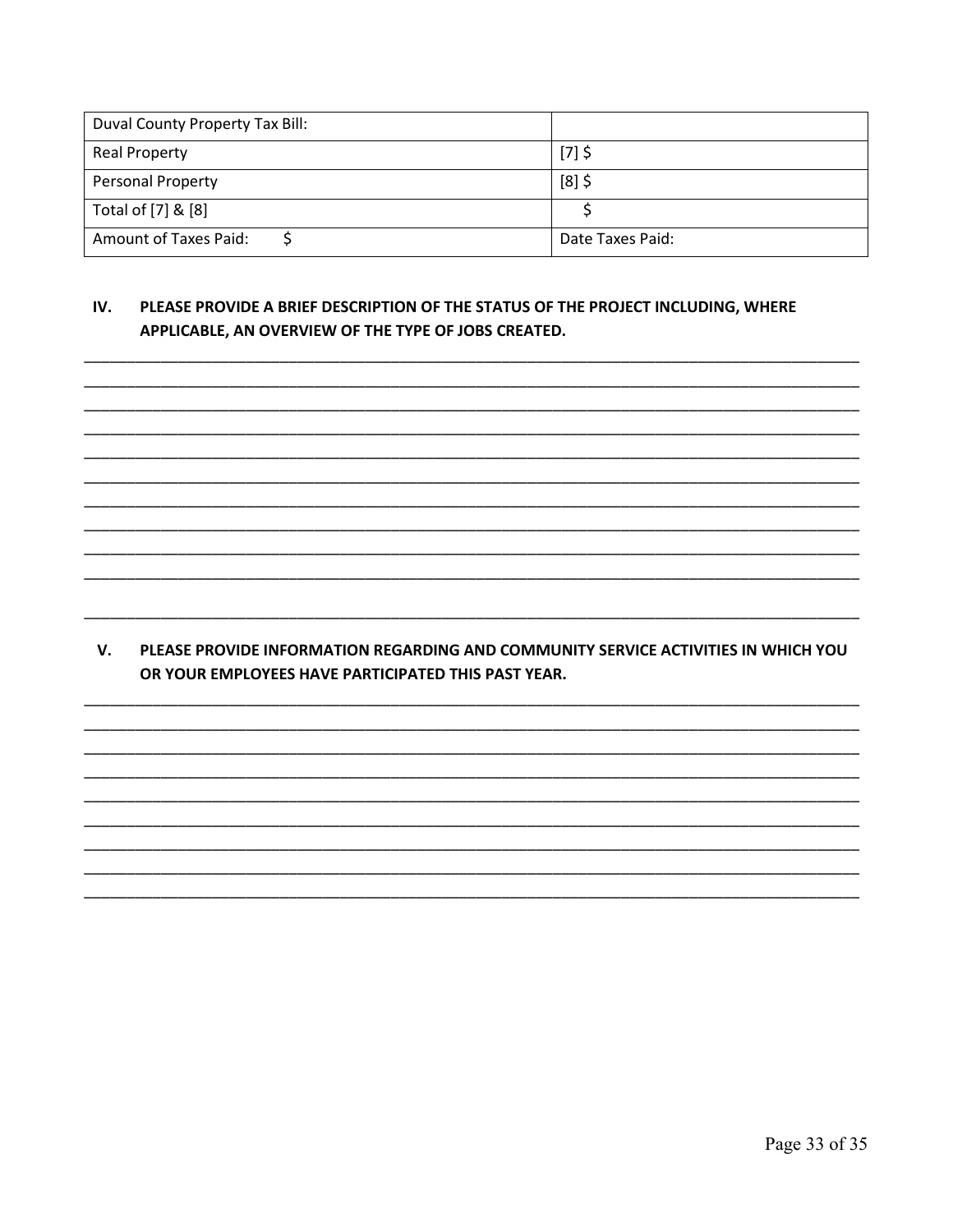| Duval County Property Tax Bill: | |
|---|---|
| Real Property | [7] $ |
| Personal Property | [8] $ |
| Total of [7] & [8] | $ |
| Amount of Taxes Paid: $ | Date Taxes Paid: |

## IV. PLEASE PROVIDE A BRIEF DESCRIPTION OF THE STATUS OF THE PROJECT INCLUDING, WHERE APPLICABLE, AN OVERVIEW OF THE TYPE OF JOBS CREATED.

______________________________________________________________________________________
______________________________________________________________________________________
______________________________________________________________________________________
______________________________________________________________________________________
______________________________________________________________________________________
______________________________________________________________________________________
______________________________________________________________________________________
______________________________________________________________________________________
______________________________________________________________________________________
______________________________________________________________________________________
______________________________________________________________________________________

## V. PLEASE PROVIDE INFORMATION REGARDING AND COMMUNITY SERVICE ACTIVITIES IN WHICH YOU OR YOUR EMPLOYEES HAVE PARTICIPATED THIS PAST YEAR.

______________________________________________________________________________________
______________________________________________________________________________________
______________________________________________________________________________________
______________________________________________________________________________________
______________________________________________________________________________________
______________________________________________________________________________________
______________________________________________________________________________________
______________________________________________________________________________________
______________________________________________________________________________________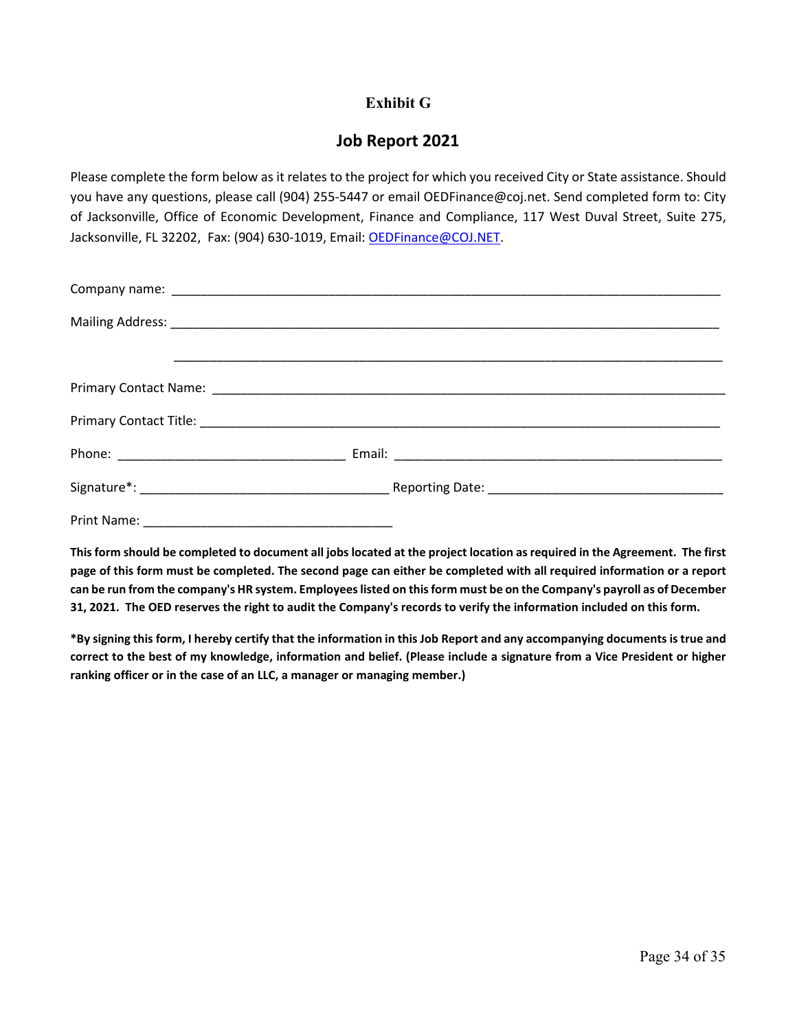**Exhibit G**

## Job Report 2021

Please complete the form below as it relates to the project for which you received City or State assistance. Should you have any questions, please call (904) 255-5447 or email OEDFinance@coj.net. Send completed form to: City of Jacksonville, Office of Economic Development, Finance and Compliance, 117 West Duval Street, Suite 275, Jacksonville, FL 32202, Fax: (904) 630-1019, Email: OEDFinance@COJ.NET.

Company name: ________________________________________________________________________

Mailing Address: ______________________________________________________________________

________________________________________________________________________

Primary Contact Name: __________________________________________________________________

Primary Contact Title: ___________________________________________________________________

Phone: ______________________________ Email: ____________________________________________

Signature*: _________________________________ Reporting Date: ______________________________

Print Name: _________________________________

**This form should be completed to document all jobs located at the project location as required in the Agreement. The first page of this form must be completed. The second page can either be completed with all required information or a report can be run from the company's HR system. Employees listed on this form must be on the Company's payroll as of December 31, 2021. The OED reserves the right to audit the Company's records to verify the information included on this form.**

**\*By signing this form, I hereby certify that the information in this Job Report and any accompanying documents is true and correct to the best of my knowledge, information and belief. (Please include a signature from a Vice President or higher ranking officer or in the case of an LLC, a manager or managing member.)**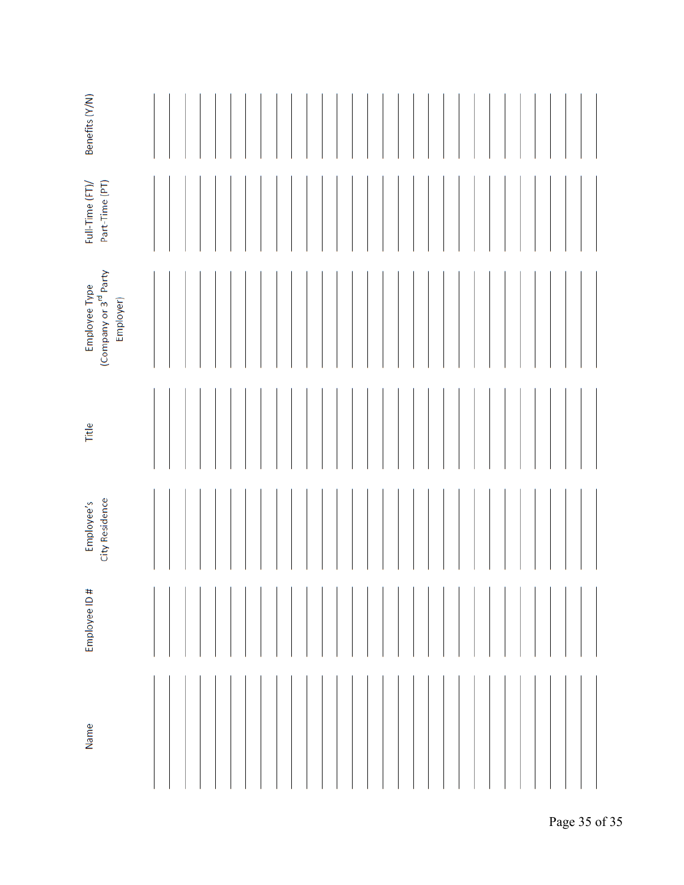| Name | Employee ID # | Employee's City Residence | Title | Employee Type (Company or 3rd Party Employer) | Full-Time (FT)/ Part-Time (PT) | Benefits (Y/N) |
|---|---|---|---|---|---|---|
| | | | | | | |
| | | | | | | |
| | | | | | | |
| | | | | | | |
| | | | | | | |
| | | | | | | |
| | | | | | | |
| | | | | | | |
| | | | | | | |
| | | | | | | |
| | | | | | | |
| | | | | | | |
| | | | | | | |
| | | | | | | |
| | | | | | | |
| | | | | | | |
| | | | | | | |
| | | | | | | |
| | | | | | | |
| | | | | | | |
| | | | | | | |
| | | | | | | |
| | | | | | | |
| | | | | | | |
| | | | | | | |
| | | | | | | |
| | | | | | | |
| | | | | | | |
| | | | | | | |